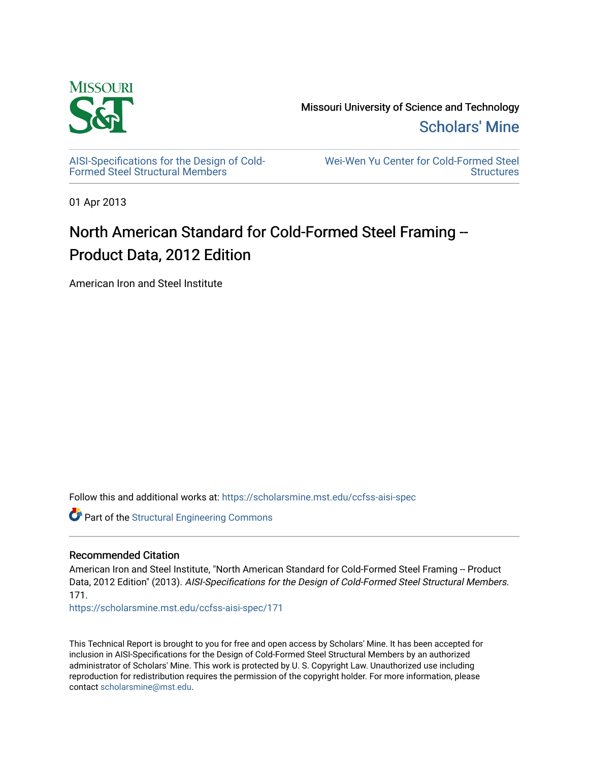Missouri University of Science and Technology

Scholars' Mine

AISI-Specifications for the Design of Cold-Formed Steel Structural Members

Wei-Wen Yu Center for Cold-Formed Steel Structures

01 Apr 2013

# North American Standard for Cold-Formed Steel Framing -- Product Data, 2012 Edition

American Iron and Steel Institute

Follow this and additional works at: https://scholarsmine.mst.edu/ccfss-aisi-spec

Part of the Structural Engineering Commons

## Recommended Citation

American Iron and Steel Institute, "North American Standard for Cold-Formed Steel Framing -- Product Data, 2012 Edition" (2013). *AISI-Specifications for the Design of Cold-Formed Steel Structural Members*. 171.

https://scholarsmine.mst.edu/ccfss-aisi-spec/171

This Technical Report is brought to you for free and open access by Scholars' Mine. It has been accepted for inclusion in AISI-Specifications for the Design of Cold-Formed Steel Structural Members by an authorized administrator of Scholars' Mine. This work is protected by U. S. Copyright Law. Unauthorized use including reproduction for redistribution requires the permission of the copyright holder. For more information, please contact scholarsmine@mst.edu.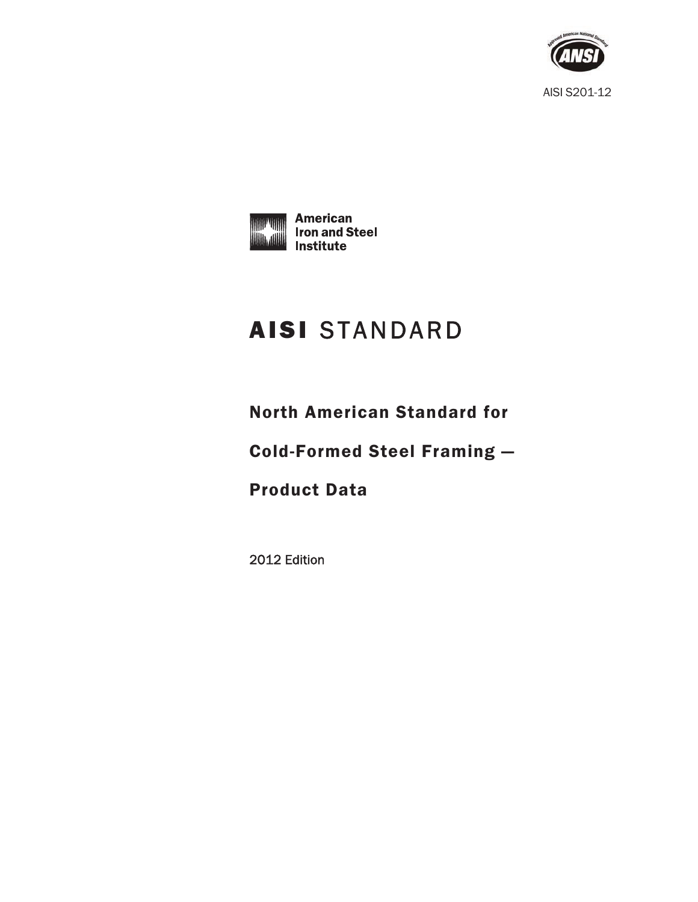AISI S201-12

American Iron and Steel Institute

# AISI STANDARD

## North American Standard for

## Cold-Formed Steel Framing —

## Product Data

2012 Edition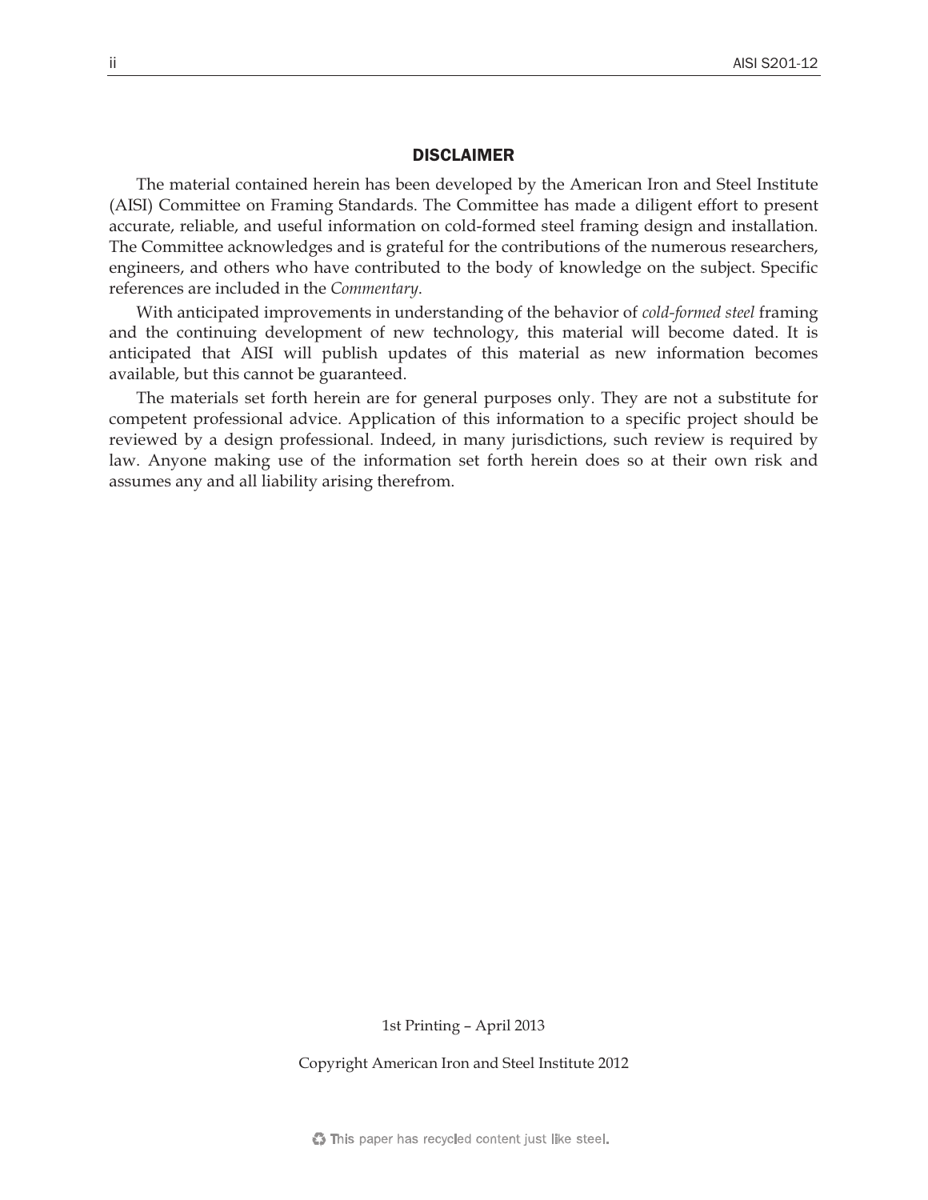## DISCLAIMER

The material contained herein has been developed by the American Iron and Steel Institute (AISI) Committee on Framing Standards. The Committee has made a diligent effort to present accurate, reliable, and useful information on cold-formed steel framing design and installation. The Committee acknowledges and is grateful for the contributions of the numerous researchers, engineers, and others who have contributed to the body of knowledge on the subject. Specific references are included in the *Commentary*.

With anticipated improvements in understanding of the behavior of *cold-formed steel* framing and the continuing development of new technology, this material will become dated. It is anticipated that AISI will publish updates of this material as new information becomes available, but this cannot be guaranteed.

The materials set forth herein are for general purposes only. They are not a substitute for competent professional advice. Application of this information to a specific project should be reviewed by a design professional. Indeed, in many jurisdictions, such review is required by law. Anyone making use of the information set forth herein does so at their own risk and assumes any and all liability arising therefrom.

1st Printing – April 2013

Copyright American Iron and Steel Institute 2012

This paper has recycled content just like steel.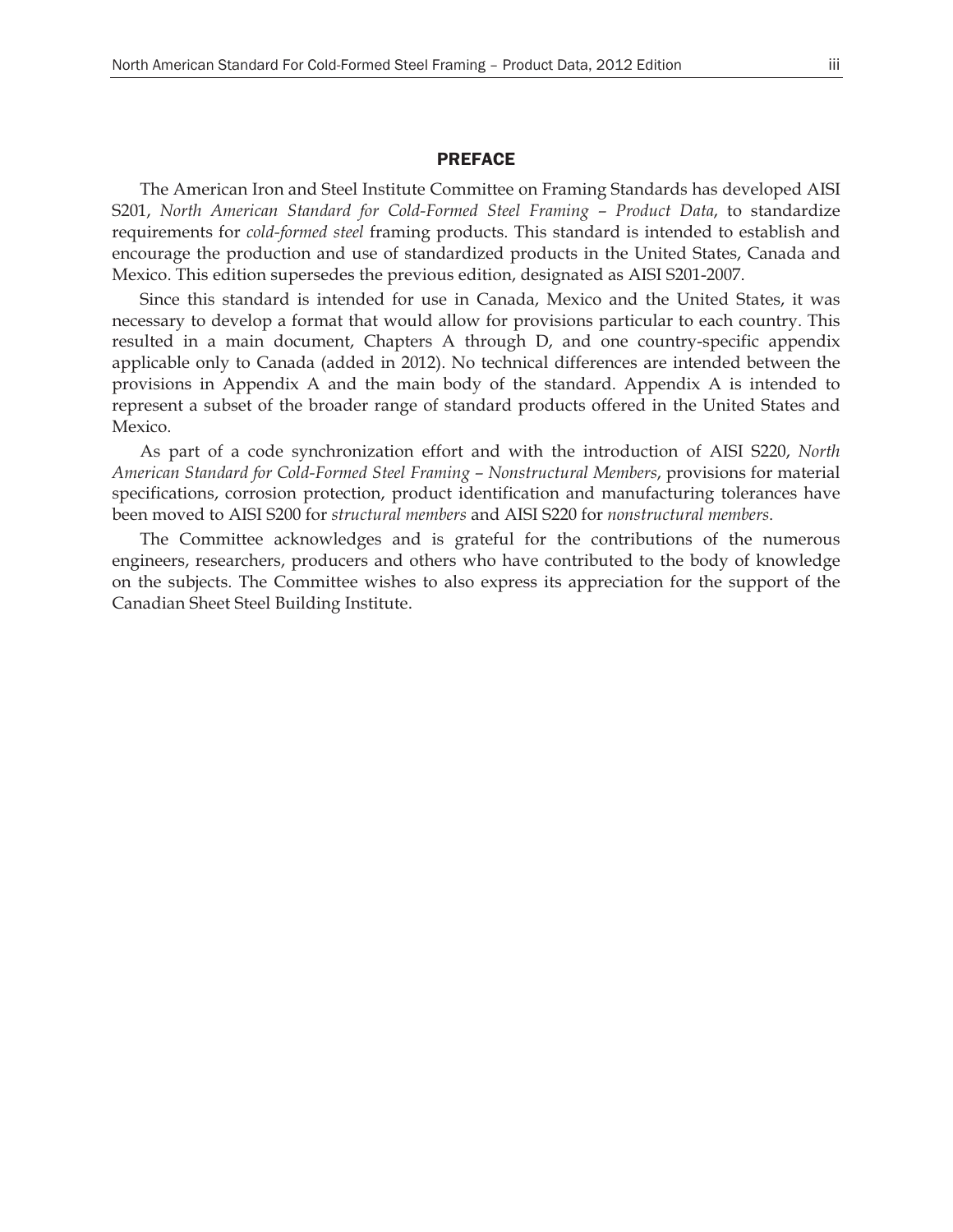# PREFACE

The American Iron and Steel Institute Committee on Framing Standards has developed AISI S201, *North American Standard for Cold-Formed Steel Framing – Product Data*, to standardize requirements for *cold-formed steel* framing products. This standard is intended to establish and encourage the production and use of standardized products in the United States, Canada and Mexico. This edition supersedes the previous edition, designated as AISI S201-2007.

Since this standard is intended for use in Canada, Mexico and the United States, it was necessary to develop a format that would allow for provisions particular to each country. This resulted in a main document, Chapters A through D, and one country-specific appendix applicable only to Canada (added in 2012). No technical differences are intended between the provisions in Appendix A and the main body of the standard. Appendix A is intended to represent a subset of the broader range of standard products offered in the United States and Mexico.

As part of a code synchronization effort and with the introduction of AISI S220, *North American Standard for Cold-Formed Steel Framing – Nonstructural Members*, provisions for material specifications, corrosion protection, product identification and manufacturing tolerances have been moved to AISI S200 for *structural members* and AISI S220 for *nonstructural members*.

The Committee acknowledges and is grateful for the contributions of the numerous engineers, researchers, producers and others who have contributed to the body of knowledge on the subjects. The Committee wishes to also express its appreciation for the support of the Canadian Sheet Steel Building Institute.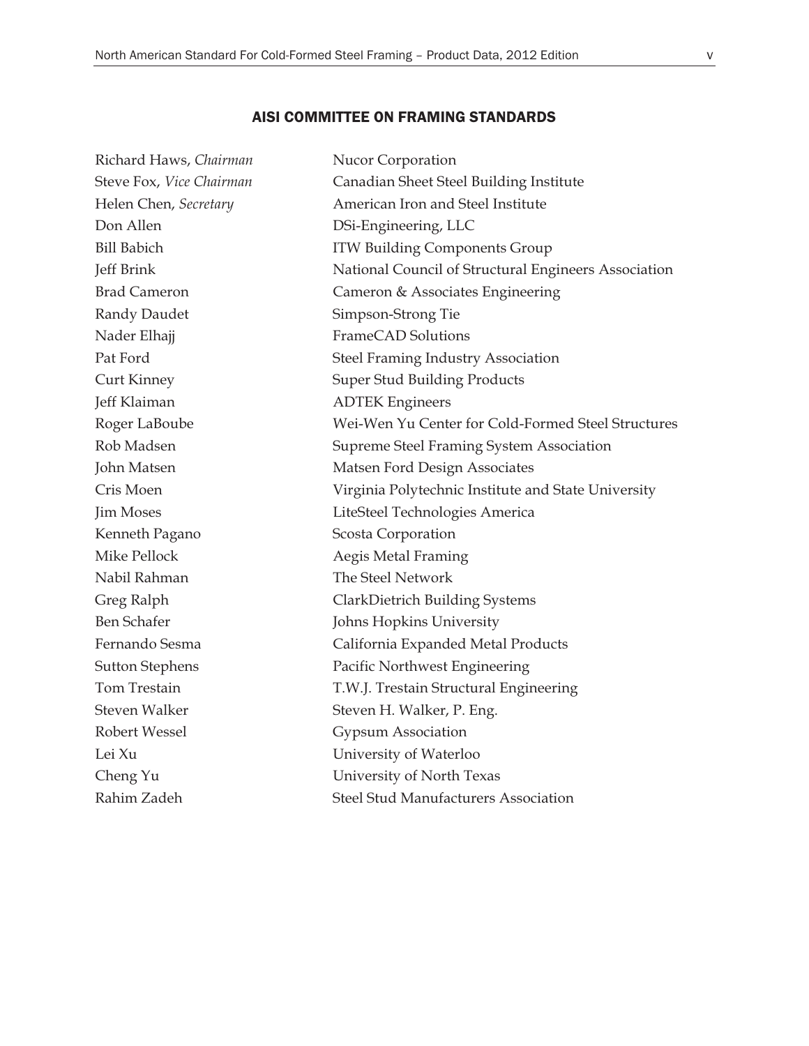## AISI COMMITTEE ON FRAMING STANDARDS

| | |
|---|---|
| Richard Haws, *Chairman* | Nucor Corporation |
| Steve Fox, *Vice Chairman* | Canadian Sheet Steel Building Institute |
| Helen Chen, *Secretary* | American Iron and Steel Institute |
| Don Allen | DSi-Engineering, LLC |
| Bill Babich | ITW Building Components Group |
| Jeff Brink | National Council of Structural Engineers Association |
| Brad Cameron | Cameron & Associates Engineering |
| Randy Daudet | Simpson-Strong Tie |
| Nader Elhajj | FrameCAD Solutions |
| Pat Ford | Steel Framing Industry Association |
| Curt Kinney | Super Stud Building Products |
| Jeff Klaiman | ADTEK Engineers |
| Roger LaBoube | Wei-Wen Yu Center for Cold-Formed Steel Structures |
| Rob Madsen | Supreme Steel Framing System Association |
| John Matsen | Matsen Ford Design Associates |
| Cris Moen | Virginia Polytechnic Institute and State University |
| Jim Moses | LiteSteel Technologies America |
| Kenneth Pagano | Scosta Corporation |
| Mike Pellock | Aegis Metal Framing |
| Nabil Rahman | The Steel Network |
| Greg Ralph | ClarkDietrich Building Systems |
| Ben Schafer | Johns Hopkins University |
| Fernando Sesma | California Expanded Metal Products |
| Sutton Stephens | Pacific Northwest Engineering |
| Tom Trestain | T.W.J. Trestain Structural Engineering |
| Steven Walker | Steven H. Walker, P. Eng. |
| Robert Wessel | Gypsum Association |
| Lei Xu | University of Waterloo |
| Cheng Yu | University of North Texas |
| Rahim Zadeh | Steel Stud Manufacturers Association |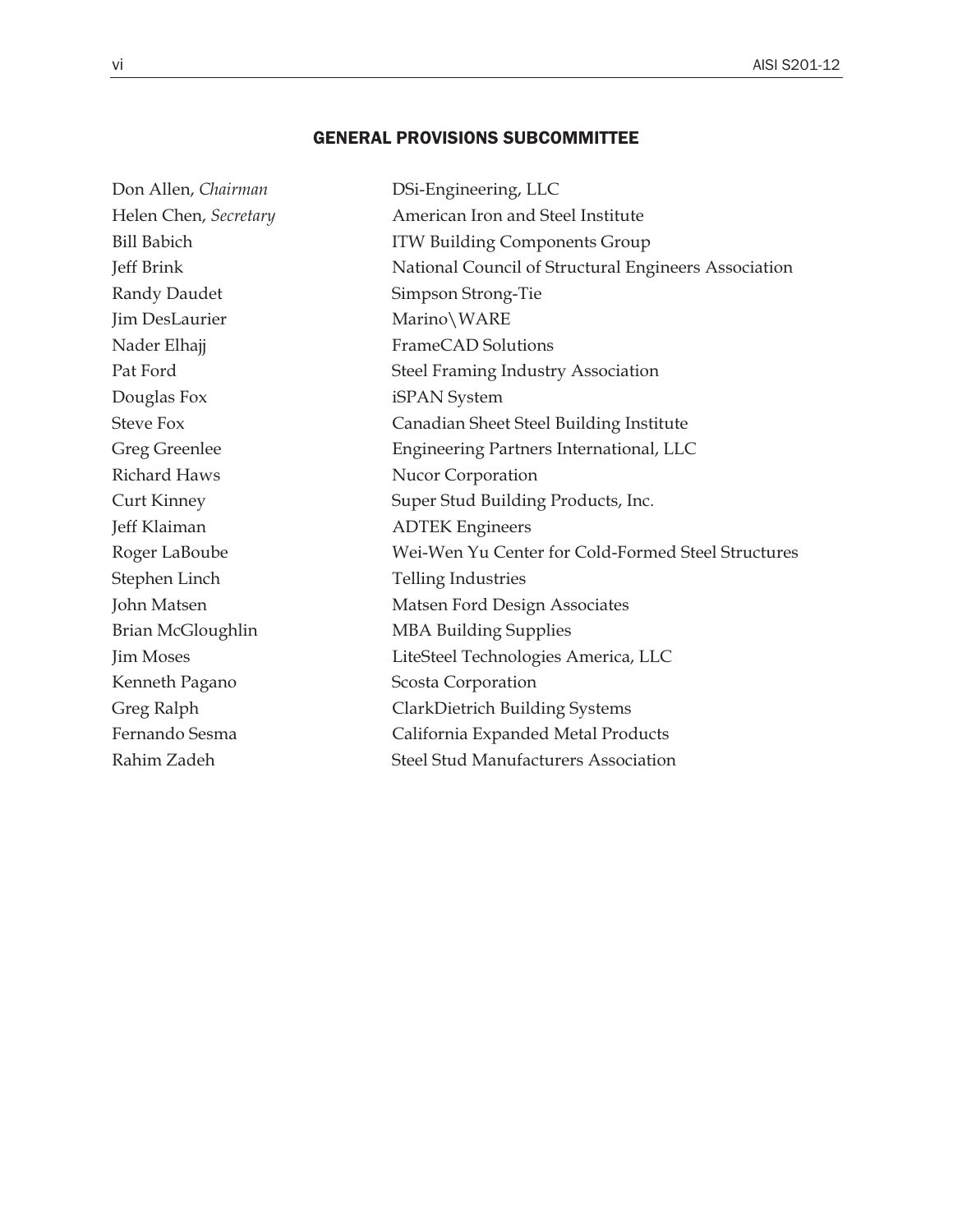## GENERAL PROVISIONS SUBCOMMITTEE

| | |
|---|---|
| Don Allen, *Chairman* | DSi-Engineering, LLC |
| Helen Chen, *Secretary* | American Iron and Steel Institute |
| Bill Babich | ITW Building Components Group |
| Jeff Brink | National Council of Structural Engineers Association |
| Randy Daudet | Simpson Strong-Tie |
| Jim DesLaurier | Marino\WARE |
| Nader Elhajj | FrameCAD Solutions |
| Pat Ford | Steel Framing Industry Association |
| Douglas Fox | iSPAN System |
| Steve Fox | Canadian Sheet Steel Building Institute |
| Greg Greenlee | Engineering Partners International, LLC |
| Richard Haws | Nucor Corporation |
| Curt Kinney | Super Stud Building Products, Inc. |
| Jeff Klaiman | ADTEK Engineers |
| Roger LaBoube | Wei-Wen Yu Center for Cold-Formed Steel Structures |
| Stephen Linch | Telling Industries |
| John Matsen | Matsen Ford Design Associates |
| Brian McGloughlin | MBA Building Supplies |
| Jim Moses | LiteSteel Technologies America, LLC |
| Kenneth Pagano | Scosta Corporation |
| Greg Ralph | ClarkDietrich Building Systems |
| Fernando Sesma | California Expanded Metal Products |
| Rahim Zadeh | Steel Stud Manufacturers Association |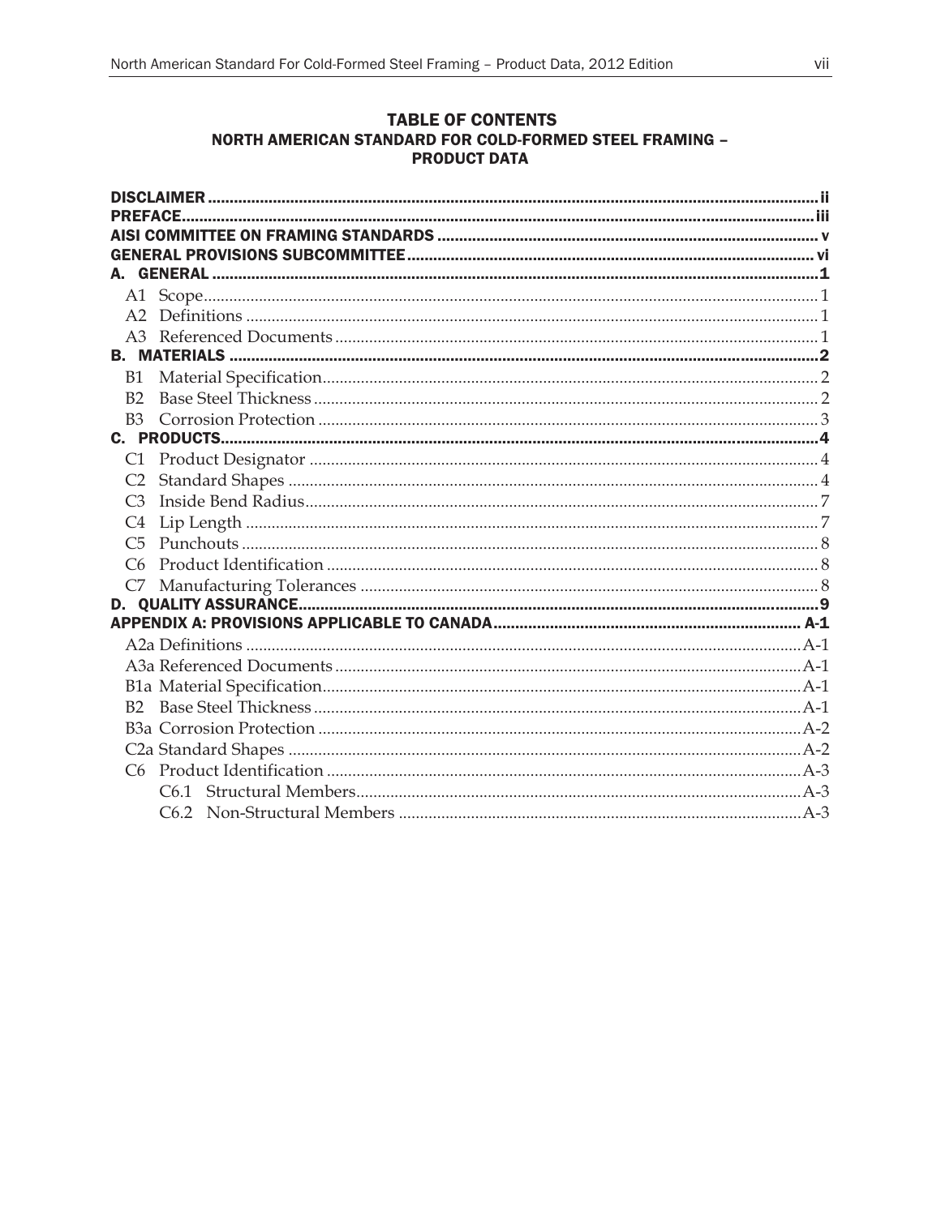# TABLE OF CONTENTS

## NORTH AMERICAN STANDARD FOR COLD-FORMED STEEL FRAMING – PRODUCT DATA

**DISCLAIMER** ..... ii
**PREFACE** ..... iii
**AISI COMMITTEE ON FRAMING STANDARDS** ..... v
**GENERAL PROVISIONS SUBCOMMITTEE** ..... vi
**A. GENERAL** ..... 1
- A1 Scope ..... 1
- A2 Definitions ..... 1
- A3 Referenced Documents ..... 1

**B. MATERIALS** ..... 2
- B1 Material Specification ..... 2
- B2 Base Steel Thickness ..... 2
- B3 Corrosion Protection ..... 3

**C. PRODUCTS** ..... 4
- C1 Product Designator ..... 4
- C2 Standard Shapes ..... 4
- C3 Inside Bend Radius ..... 7
- C4 Lip Length ..... 7
- C5 Punchouts ..... 8
- C6 Product Identification ..... 8
- C7 Manufacturing Tolerances ..... 8

**D. QUALITY ASSURANCE** ..... 9
**APPENDIX A: PROVISIONS APPLICABLE TO CANADA** ..... A-1
- A2a Definitions ..... A-1
- A3a Referenced Documents ..... A-1
- B1a Material Specification ..... A-1
- B2 Base Steel Thickness ..... A-1
- B3a Corrosion Protection ..... A-2
- C2a Standard Shapes ..... A-2
- C6 Product Identification ..... A-3
  - C6.1 Structural Members ..... A-3
  - C6.2 Non-Structural Members ..... A-3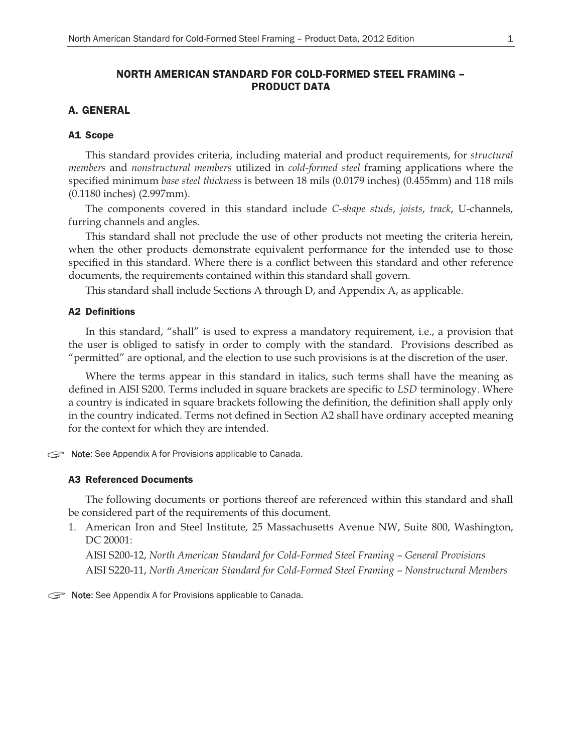# NORTH AMERICAN STANDARD FOR COLD-FORMED STEEL FRAMING – PRODUCT DATA

## A. GENERAL

### A1 Scope

This standard provides criteria, including material and product requirements, for *structural members* and *nonstructural members* utilized in *cold-formed steel* framing applications where the specified minimum *base steel thickness* is between 18 mils (0.0179 inches) (0.455mm) and 118 mils (0.1180 inches) (2.997mm).

The components covered in this standard include *C-shape studs*, *joists*, *track*, U-channels, furring channels and angles.

This standard shall not preclude the use of other products not meeting the criteria herein, when the other products demonstrate equivalent performance for the intended use to those specified in this standard. Where there is a conflict between this standard and other reference documents, the requirements contained within this standard shall govern.

This standard shall include Sections A through D, and Appendix A, as applicable.

### A2 Definitions

In this standard, "shall" is used to express a mandatory requirement, i.e., a provision that the user is obliged to satisfy in order to comply with the standard. Provisions described as "permitted" are optional, and the election to use such provisions is at the discretion of the user.

Where the terms appear in this standard in italics, such terms shall have the meaning as defined in AISI S200. Terms included in square brackets are specific to *LSD* terminology. Where a country is indicated in square brackets following the definition, the definition shall apply only in the country indicated. Terms not defined in Section A2 shall have ordinary accepted meaning for the context for which they are intended.

☞ **Note:** See Appendix A for Provisions applicable to Canada.

### A3 Referenced Documents

The following documents or portions thereof are referenced within this standard and shall be considered part of the requirements of this document.

1. American Iron and Steel Institute, 25 Massachusetts Avenue NW, Suite 800, Washington, DC 20001:

   AISI S200-12, *North American Standard for Cold-Formed Steel Framing – General Provisions*

   AISI S220-11, *North American Standard for Cold-Formed Steel Framing – Nonstructural Members*

☞ **Note:** See Appendix A for Provisions applicable to Canada.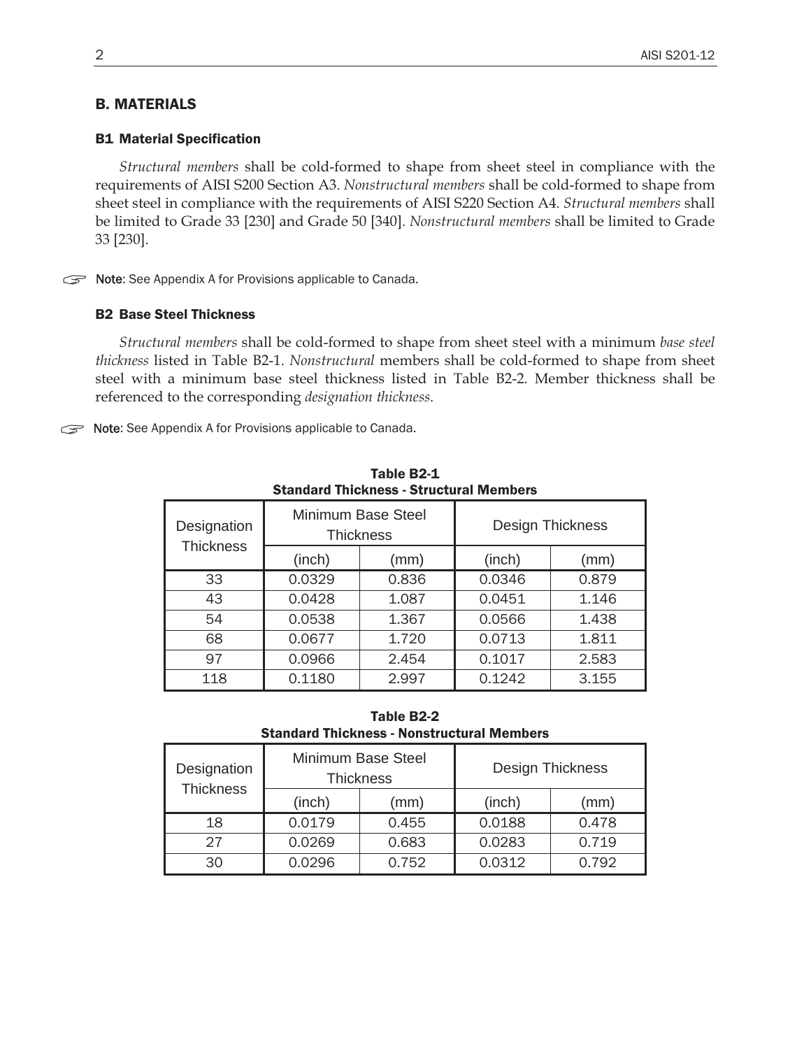## B. MATERIALS

### B1 Material Specification

*Structural members* shall be cold-formed to shape from sheet steel in compliance with the requirements of AISI S200 Section A3. *Nonstructural members* shall be cold-formed to shape from sheet steel in compliance with the requirements of AISI S220 Section A4. *Structural members* shall be limited to Grade 33 [230] and Grade 50 [340]. *Nonstructural members* shall be limited to Grade 33 [230].

☞ **Note**: See Appendix A for Provisions applicable to Canada.

### B2 Base Steel Thickness

*Structural members* shall be cold-formed to shape from sheet steel with a minimum *base steel thickness* listed in Table B2-1. *Nonstructural* members shall be cold-formed to shape from sheet steel with a minimum base steel thickness listed in Table B2-2. Member thickness shall be referenced to the corresponding *designation thickness*.

☞ **Note**: See Appendix A for Provisions applicable to Canada.

**Table B2-1**
**Standard Thickness - Structural Members**

| Designation Thickness | Minimum Base Steel Thickness | | Design Thickness | |
|---|---|---|---|---|
| | (inch) | (mm) | (inch) | (mm) |
| 33 | 0.0329 | 0.836 | 0.0346 | 0.879 |
| 43 | 0.0428 | 1.087 | 0.0451 | 1.146 |
| 54 | 0.0538 | 1.367 | 0.0566 | 1.438 |
| 68 | 0.0677 | 1.720 | 0.0713 | 1.811 |
| 97 | 0.0966 | 2.454 | 0.1017 | 2.583 |
| 118 | 0.1180 | 2.997 | 0.1242 | 3.155 |

**Table B2-2**
**Standard Thickness - Nonstructural Members**

| Designation Thickness | Minimum Base Steel Thickness | | Design Thickness | |
|---|---|---|---|---|
| | (inch) | (mm) | (inch) | (mm) |
| 18 | 0.0179 | 0.455 | 0.0188 | 0.478 |
| 27 | 0.0269 | 0.683 | 0.0283 | 0.719 |
| 30 | 0.0296 | 0.752 | 0.0312 | 0.792 |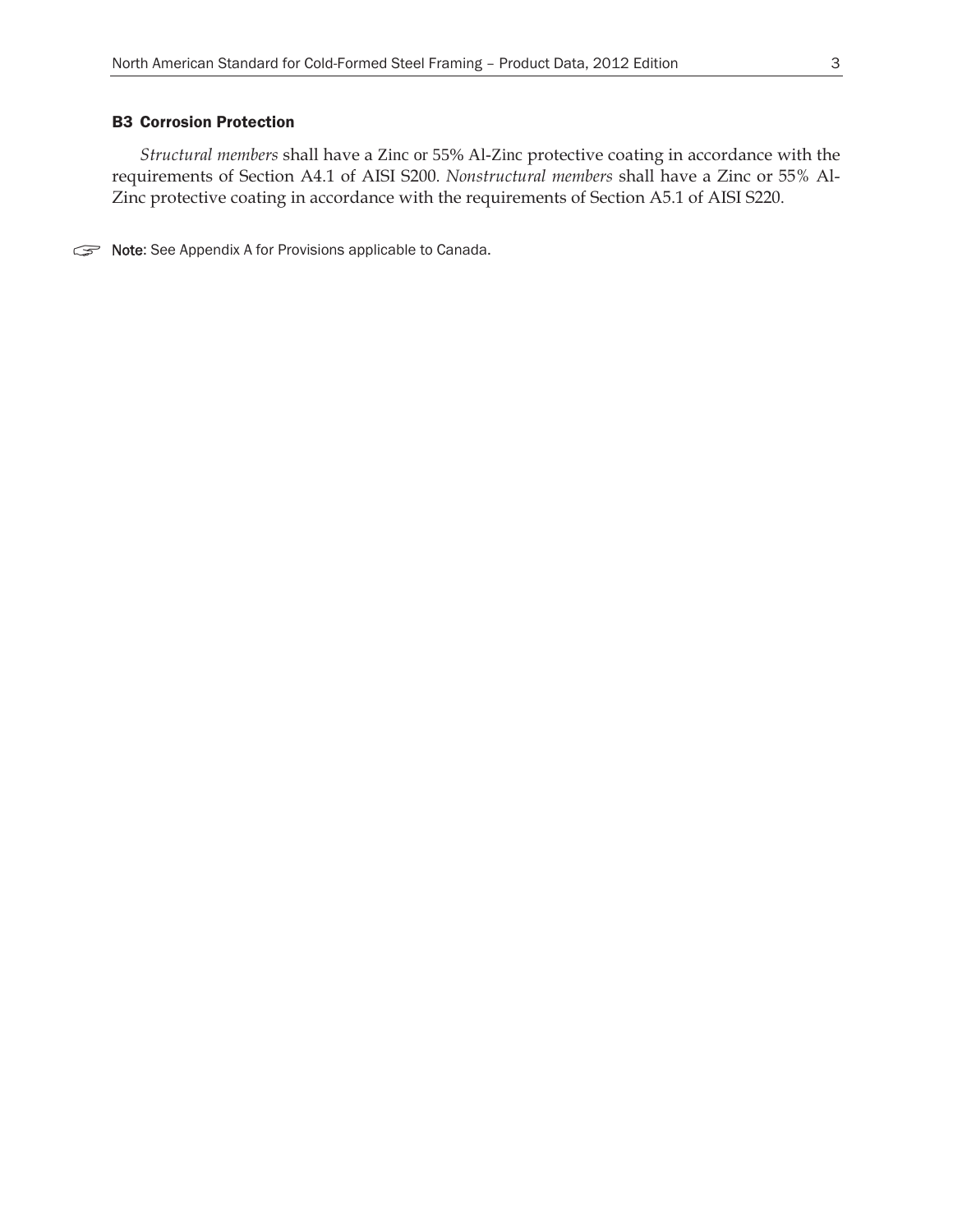### B3 Corrosion Protection

*Structural members* shall have a Zinc or 55% Al-Zinc protective coating in accordance with the requirements of Section A4.1 of AISI S200. *Nonstructural members* shall have a Zinc or 55% Al-Zinc protective coating in accordance with the requirements of Section A5.1 of AISI S220.

☞ **Note:** See Appendix A for Provisions applicable to Canada.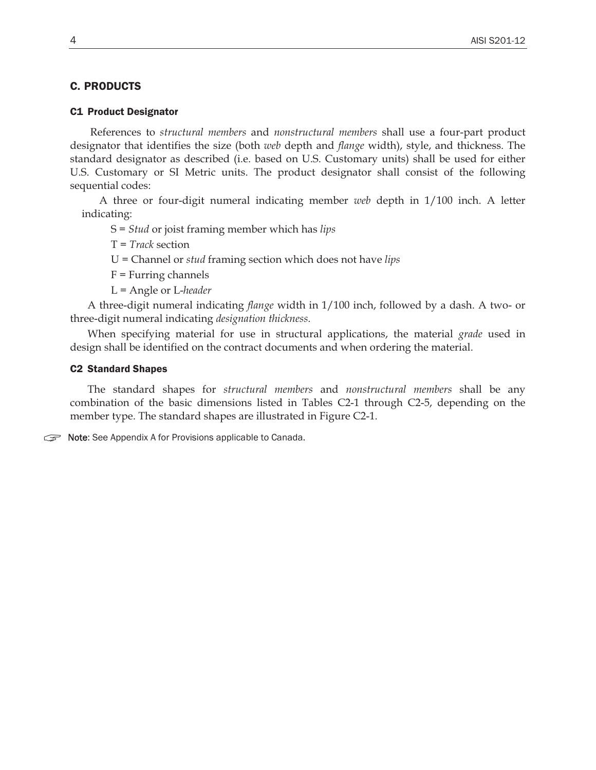## C. PRODUCTS

### C1 Product Designator

References to *structural members* and *nonstructural members* shall use a four-part product designator that identifies the size (both *web* depth and *flange* width), style, and thickness. The standard designator as described (i.e. based on U.S. Customary units) shall be used for either U.S. Customary or SI Metric units. The product designator shall consist of the following sequential codes:

A three or four-digit numeral indicating member *web* depth in 1/100 inch. A letter indicating:

S = *Stud* or joist framing member which has *lips*

T = *Track* section

U = Channel or *stud* framing section which does not have *lips*

F = Furring channels

L = Angle or L-*header*

A three-digit numeral indicating *flange* width in 1/100 inch, followed by a dash. A two- or three-digit numeral indicating *designation thickness*.

When specifying material for use in structural applications, the material *grade* used in design shall be identified on the contract documents and when ordering the material.

### C2 Standard Shapes

The standard shapes for *structural members* and *nonstructural members* shall be any combination of the basic dimensions listed in Tables C2-1 through C2-5, depending on the member type. The standard shapes are illustrated in Figure C2-1.

☞ **Note:** See Appendix A for Provisions applicable to Canada.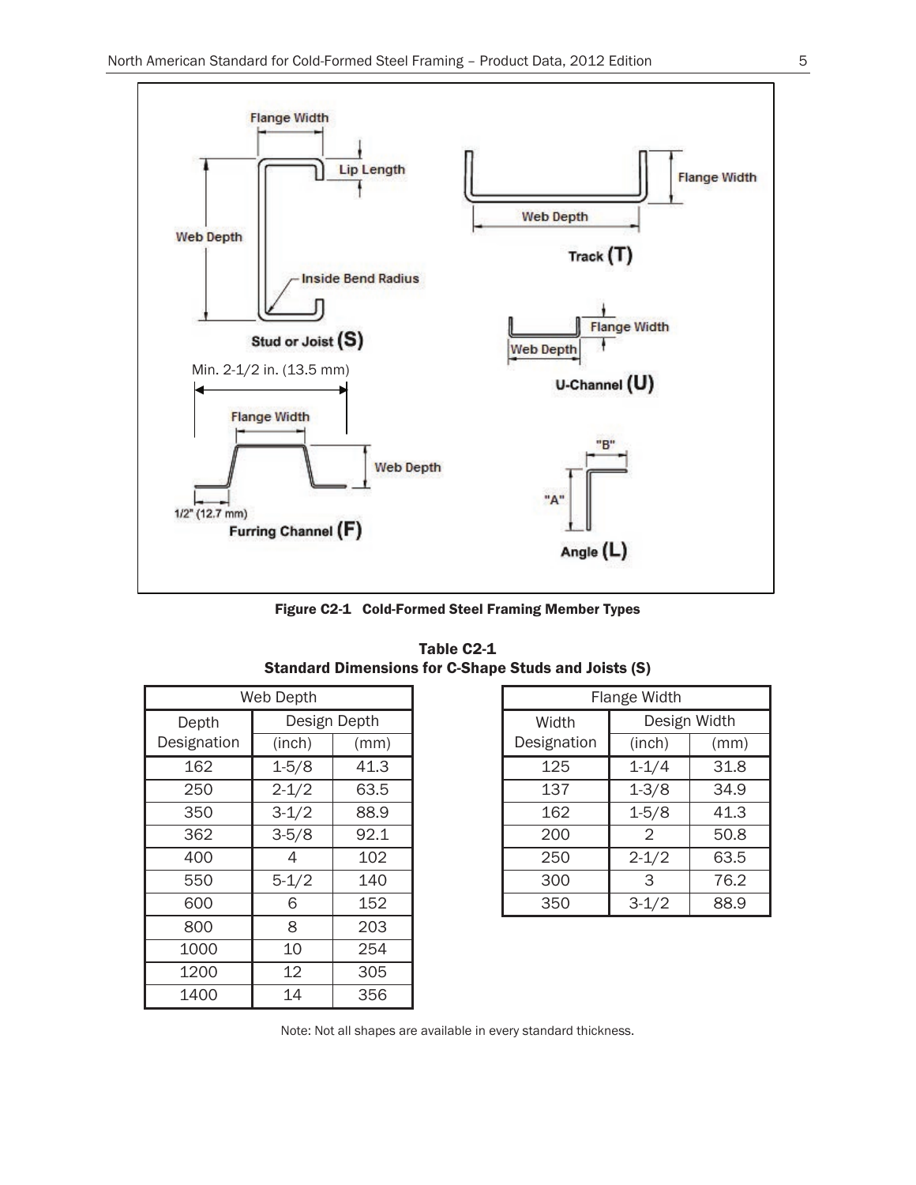Figure C2-1 Cold-Formed Steel Framing Member Types

**Table C2-1**
**Standard Dimensions for C-Shape Studs and Joists (S)**

| Web Depth | | |
|---|---|---|
| Depth Designation | Design Depth | |
| | (inch) | (mm) |
| 162 | 1-5/8 | 41.3 |
| 250 | 2-1/2 | 63.5 |
| 350 | 3-1/2 | 88.9 |
| 362 | 3-5/8 | 92.1 |
| 400 | 4 | 102 |
| 550 | 5-1/2 | 140 |
| 600 | 6 | 152 |
| 800 | 8 | 203 |
| 1000 | 10 | 254 |
| 1200 | 12 | 305 |
| 1400 | 14 | 356 |

| Flange Width | | |
|---|---|---|
| Width Designation | Design Width | |
| | (inch) | (mm) |
| 125 | 1-1/4 | 31.8 |
| 137 | 1-3/8 | 34.9 |
| 162 | 1-5/8 | 41.3 |
| 200 | 2 | 50.8 |
| 250 | 2-1/2 | 63.5 |
| 300 | 3 | 76.2 |
| 350 | 3-1/2 | 88.9 |

Note: Not all shapes are available in every standard thickness.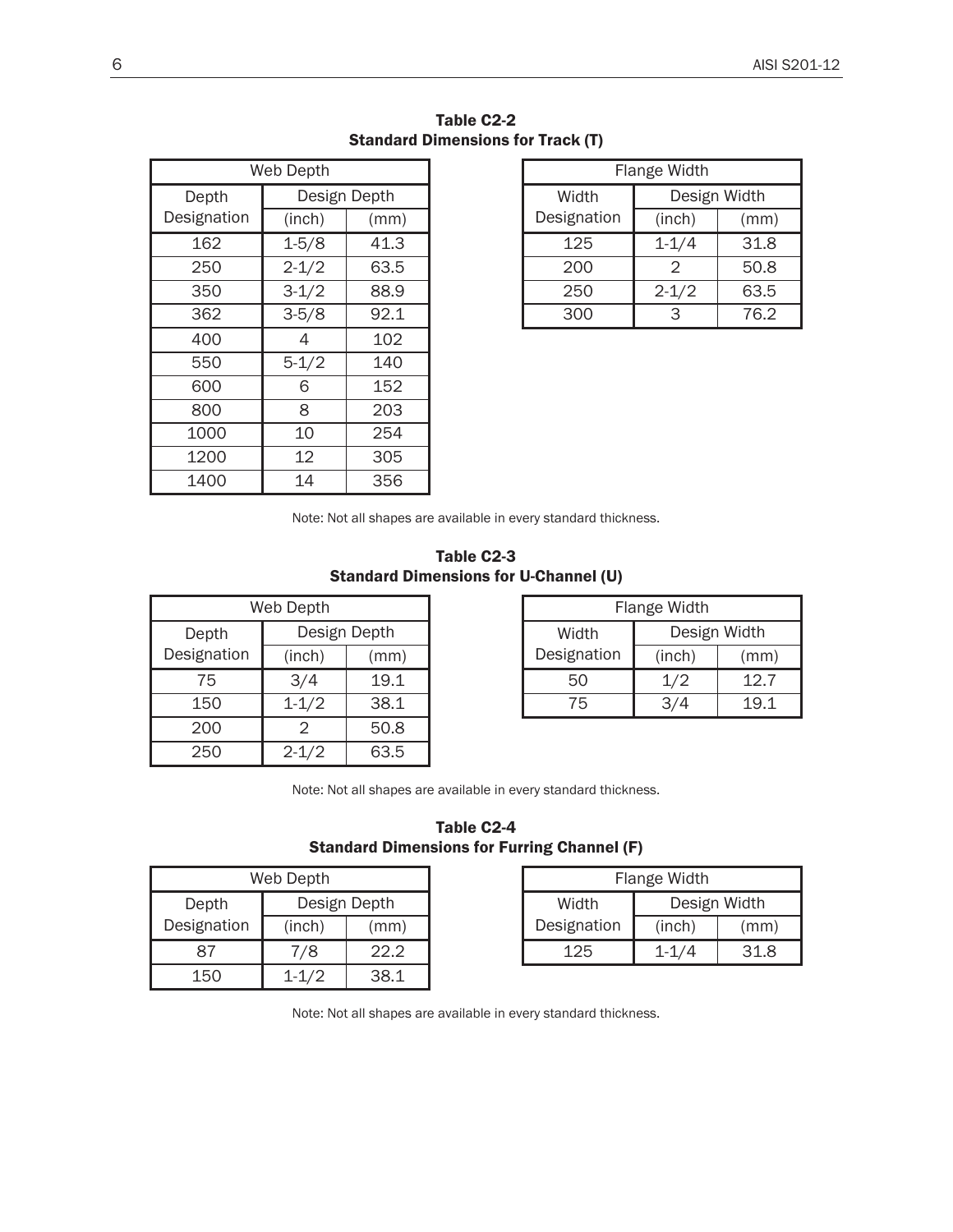**Table C2-2**
**Standard Dimensions for Track (T)**

| Web Depth | | |
|---|---|---|
| Depth Designation | Design Depth | |
| | (inch) | (mm) |
| 162 | 1-5/8 | 41.3 |
| 250 | 2-1/2 | 63.5 |
| 350 | 3-1/2 | 88.9 |
| 362 | 3-5/8 | 92.1 |
| 400 | 4 | 102 |
| 550 | 5-1/2 | 140 |
| 600 | 6 | 152 |
| 800 | 8 | 203 |
| 1000 | 10 | 254 |
| 1200 | 12 | 305 |
| 1400 | 14 | 356 |

| Flange Width | | |
|---|---|---|
| Width Designation | Design Width | |
| | (inch) | (mm) |
| 125 | 1-1/4 | 31.8 |
| 200 | 2 | 50.8 |
| 250 | 2-1/2 | 63.5 |
| 300 | 3 | 76.2 |

Note: Not all shapes are available in every standard thickness.

**Table C2-3**
**Standard Dimensions for U-Channel (U)**

| Web Depth | | |
|---|---|---|
| Depth Designation | Design Depth | |
| | (inch) | (mm) |
| 75 | 3/4 | 19.1 |
| 150 | 1-1/2 | 38.1 |
| 200 | 2 | 50.8 |
| 250 | 2-1/2 | 63.5 |

| Flange Width | | |
|---|---|---|
| Width Designation | Design Width | |
| | (inch) | (mm) |
| 50 | 1/2 | 12.7 |
| 75 | 3/4 | 19.1 |

Note: Not all shapes are available in every standard thickness.

**Table C2-4**
**Standard Dimensions for Furring Channel (F)**

| Web Depth | | |
|---|---|---|
| Depth Designation | Design Depth | |
| | (inch) | (mm) |
| 87 | 7/8 | 22.2 |
| 150 | 1-1/2 | 38.1 |

| Flange Width | | |
|---|---|---|
| Width Designation | Design Width | |
| | (inch) | (mm) |
| 125 | 1-1/4 | 31.8 |

Note: Not all shapes are available in every standard thickness.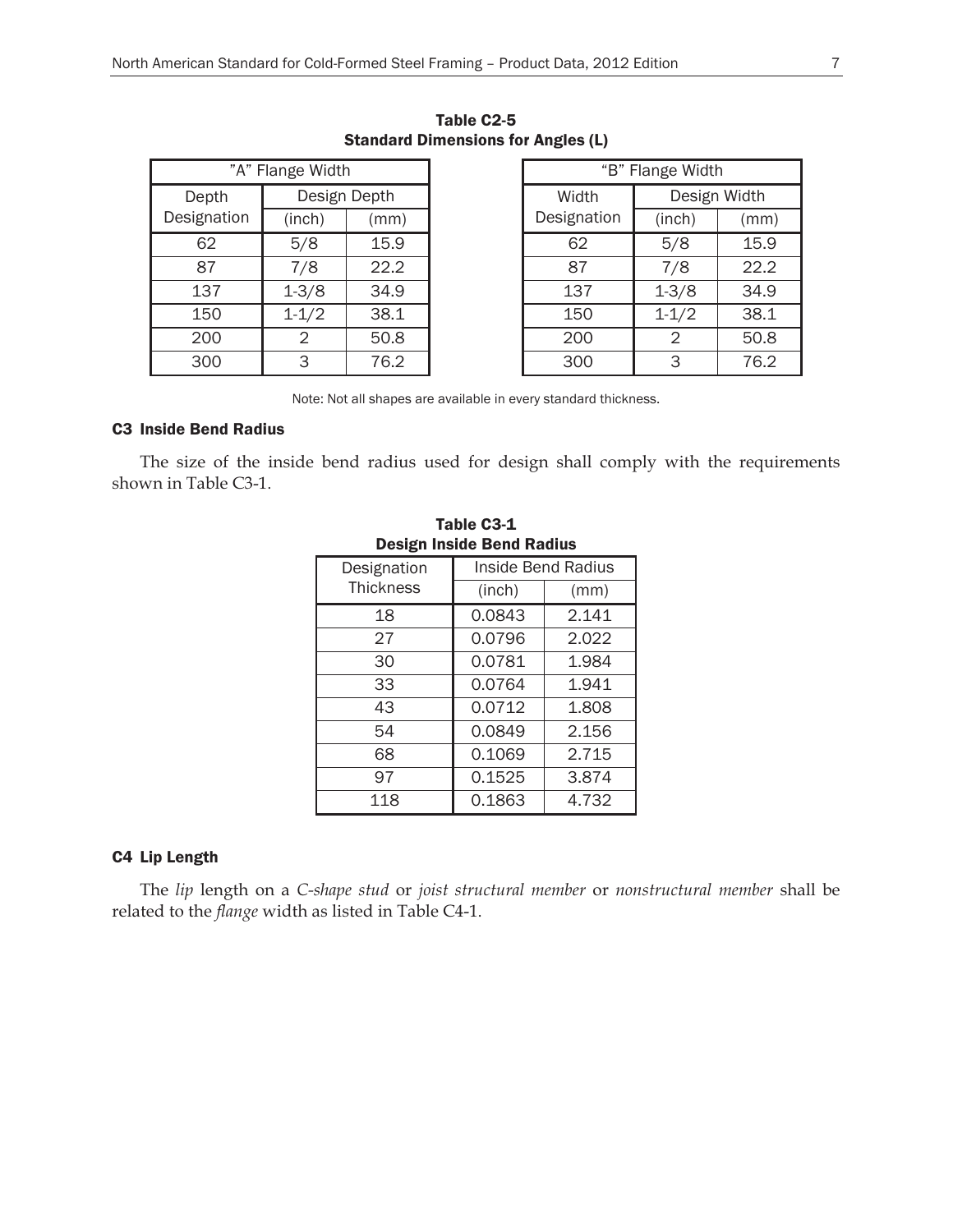**Table C2-5**
**Standard Dimensions for Angles (L)**

| "A" Flange Width | | |
|---|---|---|
| Depth Designation | Design Depth | |
| | (inch) | (mm) |
| 62 | 5/8 | 15.9 |
| 87 | 7/8 | 22.2 |
| 137 | 1-3/8 | 34.9 |
| 150 | 1-1/2 | 38.1 |
| 200 | 2 | 50.8 |
| 300 | 3 | 76.2 |

| "B" Flange Width | | |
|---|---|---|
| Width Designation | Design Width | |
| | (inch) | (mm) |
| 62 | 5/8 | 15.9 |
| 87 | 7/8 | 22.2 |
| 137 | 1-3/8 | 34.9 |
| 150 | 1-1/2 | 38.1 |
| 200 | 2 | 50.8 |
| 300 | 3 | 76.2 |

Note: Not all shapes are available in every standard thickness.

### C3 Inside Bend Radius

The size of the inside bend radius used for design shall comply with the requirements shown in Table C3-1.

**Table C3-1**
**Design Inside Bend Radius**

| Designation Thickness | Inside Bend Radius | |
|---|---|---|
| | (inch) | (mm) |
| 18 | 0.0843 | 2.141 |
| 27 | 0.0796 | 2.022 |
| 30 | 0.0781 | 1.984 |
| 33 | 0.0764 | 1.941 |
| 43 | 0.0712 | 1.808 |
| 54 | 0.0849 | 2.156 |
| 68 | 0.1069 | 2.715 |
| 97 | 0.1525 | 3.874 |
| 118 | 0.1863 | 4.732 |

### C4 Lip Length

The *lip* length on a *C-shape stud* or *joist structural member* or *nonstructural member* shall be related to the *flange* width as listed in Table C4-1.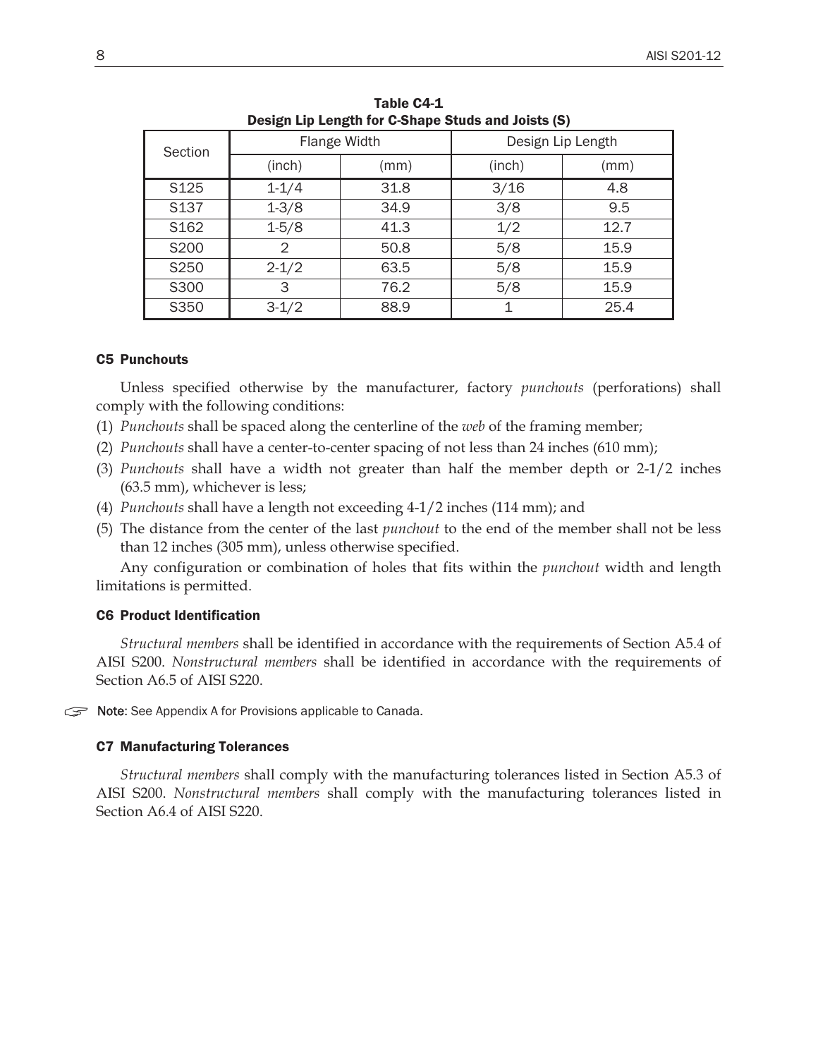**Table C4-1**
**Design Lip Length for C-Shape Studs and Joists (S)**

| Section | Flange Width | | Design Lip Length | |
|---|---|---|---|---|
| | (inch) | (mm) | (inch) | (mm) |
| S125 | 1-1/4 | 31.8 | 3/16 | 4.8 |
| S137 | 1-3/8 | 34.9 | 3/8 | 9.5 |
| S162 | 1-5/8 | 41.3 | 1/2 | 12.7 |
| S200 | 2 | 50.8 | 5/8 | 15.9 |
| S250 | 2-1/2 | 63.5 | 5/8 | 15.9 |
| S300 | 3 | 76.2 | 5/8 | 15.9 |
| S350 | 3-1/2 | 88.9 | 1 | 25.4 |

### C5 Punchouts

Unless specified otherwise by the manufacturer, factory *punchouts* (perforations) shall comply with the following conditions:

(1) *Punchouts* shall be spaced along the centerline of the *web* of the framing member;
(2) *Punchouts* shall have a center-to-center spacing of not less than 24 inches (610 mm);
(3) *Punchouts* shall have a width not greater than half the member depth or 2-1/2 inches (63.5 mm), whichever is less;
(4) *Punchouts* shall have a length not exceeding 4-1/2 inches (114 mm); and
(5) The distance from the center of the last *punchout* to the end of the member shall not be less than 12 inches (305 mm), unless otherwise specified.

Any configuration or combination of holes that fits within the *punchout* width and length limitations is permitted.

### C6 Product Identification

*Structural members* shall be identified in accordance with the requirements of Section A5.4 of AISI S200. *Nonstructural members* shall be identified in accordance with the requirements of Section A6.5 of AISI S220.

☞ **Note**: See Appendix A for Provisions applicable to Canada.

### C7 Manufacturing Tolerances

*Structural members* shall comply with the manufacturing tolerances listed in Section A5.3 of AISI S200. *Nonstructural members* shall comply with the manufacturing tolerances listed in Section A6.4 of AISI S220.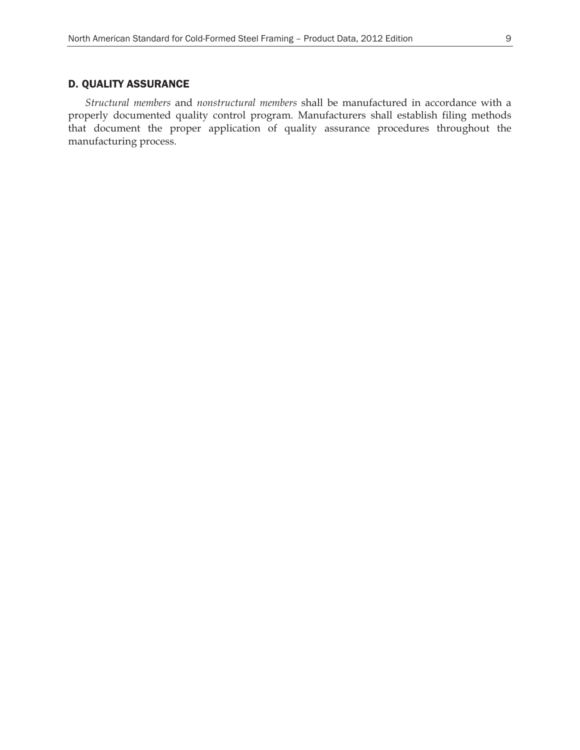## D. QUALITY ASSURANCE

*Structural members* and *nonstructural members* shall be manufactured in accordance with a properly documented quality control program. Manufacturers shall establish filing methods that document the proper application of quality assurance procedures throughout the manufacturing process.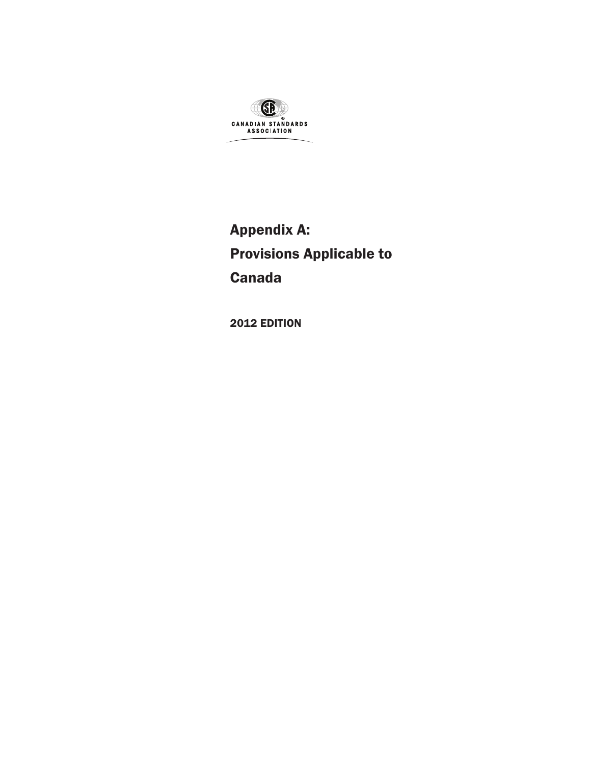CANADIAN STANDARDS ASSOCIATION

# Appendix A: Provisions Applicable to Canada

2012 EDITION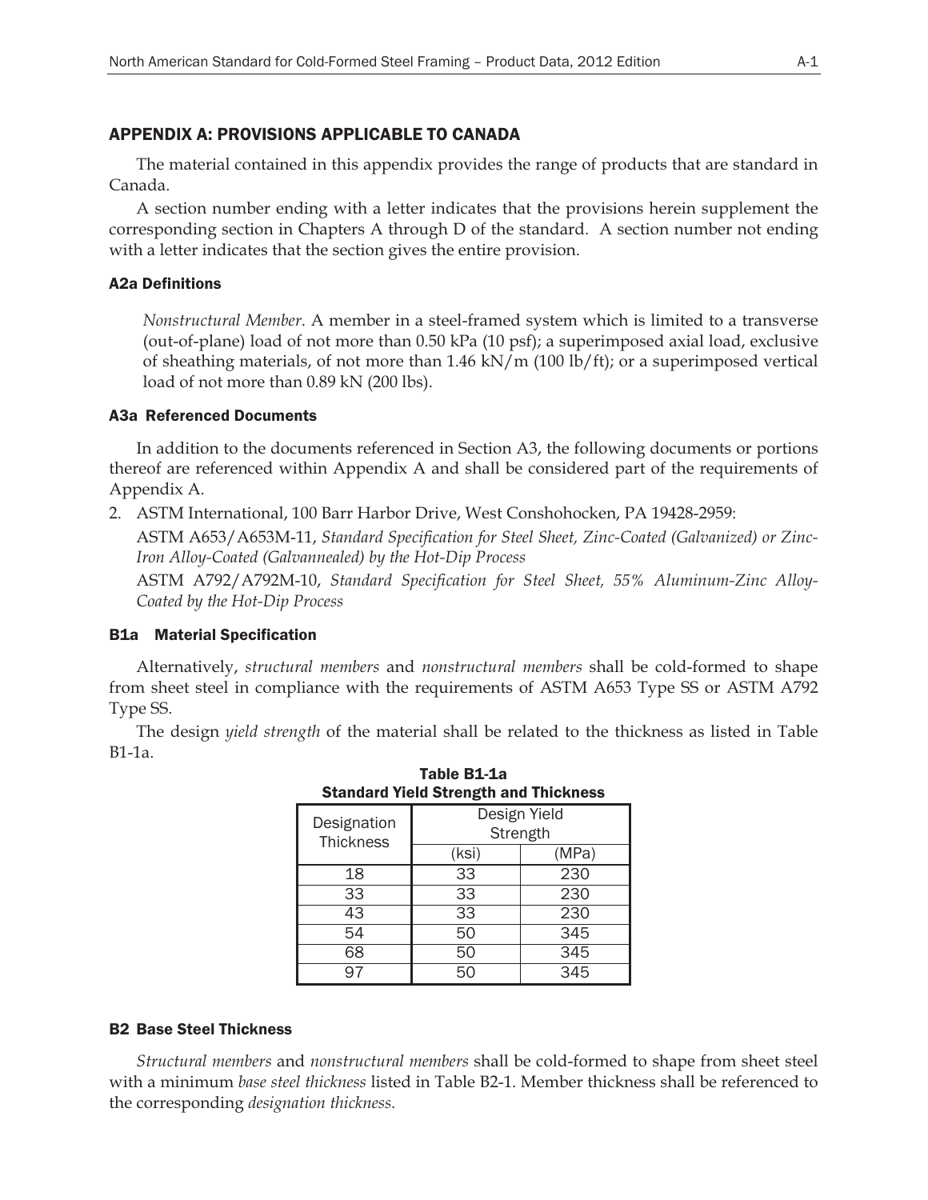## APPENDIX A: PROVISIONS APPLICABLE TO CANADA

The material contained in this appendix provides the range of products that are standard in Canada.

A section number ending with a letter indicates that the provisions herein supplement the corresponding section in Chapters A through D of the standard. A section number not ending with a letter indicates that the section gives the entire provision.

### A2a Definitions

*Nonstructural Member*. A member in a steel-framed system which is limited to a transverse (out-of-plane) load of not more than 0.50 kPa (10 psf); a superimposed axial load, exclusive of sheathing materials, of not more than 1.46 kN/m (100 lb/ft); or a superimposed vertical load of not more than 0.89 kN (200 lbs).

### A3a Referenced Documents

In addition to the documents referenced in Section A3, the following documents or portions thereof are referenced within Appendix A and shall be considered part of the requirements of Appendix A.

2. ASTM International, 100 Barr Harbor Drive, West Conshohocken, PA 19428-2959:

   ASTM A653/A653M-11, *Standard Specification for Steel Sheet, Zinc-Coated (Galvanized) or Zinc-Iron Alloy-Coated (Galvannealed) by the Hot-Dip Process*

   ASTM A792/A792M-10, *Standard Specification for Steel Sheet, 55% Aluminum-Zinc Alloy-Coated by the Hot-Dip Process*

### B1a Material Specification

Alternatively, *structural members* and *nonstructural members* shall be cold-formed to shape from sheet steel in compliance with the requirements of ASTM A653 Type SS or ASTM A792 Type SS.

The design *yield strength* of the material shall be related to the thickness as listed in Table B1-1a.

**Table B1-1a**
**Standard Yield Strength and Thickness**

| Designation Thickness | Design Yield Strength | |
|---|---|---|
| | (ksi) | (MPa) |
| 18 | 33 | 230 |
| 33 | 33 | 230 |
| 43 | 33 | 230 |
| 54 | 50 | 345 |
| 68 | 50 | 345 |
| 97 | 50 | 345 |

### B2 Base Steel Thickness

*Structural members* and *nonstructural members* shall be cold-formed to shape from sheet steel with a minimum *base steel thickness* listed in Table B2-1. Member thickness shall be referenced to the corresponding *designation thickness*.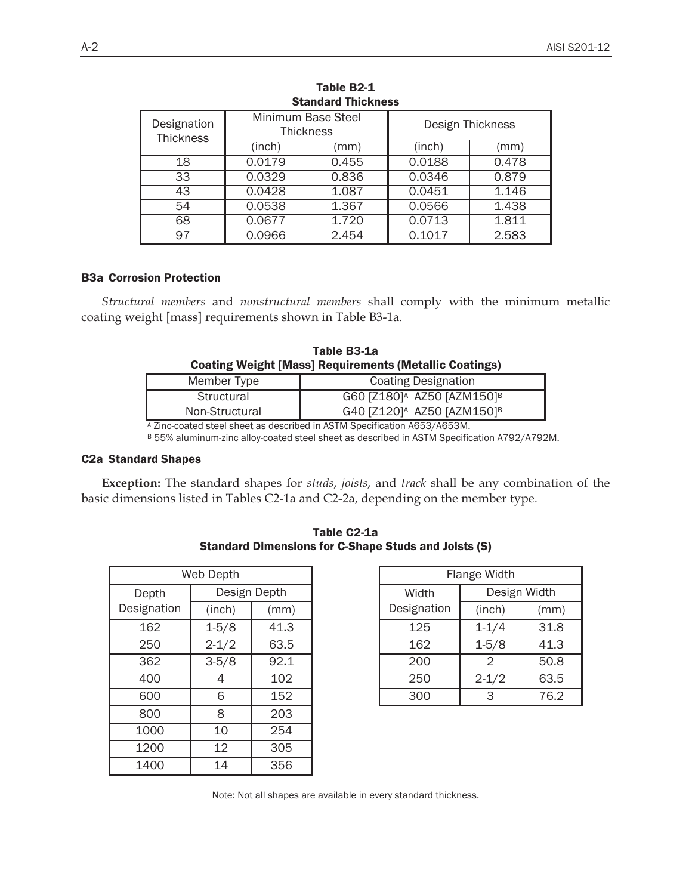**Table B2-1**
**Standard Thickness**

| Designation Thickness | Minimum Base Steel Thickness | | Design Thickness | |
|---|---|---|---|---|
| | (inch) | (mm) | (inch) | (mm) |
| 18 | 0.0179 | 0.455 | 0.0188 | 0.478 |
| 33 | 0.0329 | 0.836 | 0.0346 | 0.879 |
| 43 | 0.0428 | 1.087 | 0.0451 | 1.146 |
| 54 | 0.0538 | 1.367 | 0.0566 | 1.438 |
| 68 | 0.0677 | 1.720 | 0.0713 | 1.811 |
| 97 | 0.0966 | 2.454 | 0.1017 | 2.583 |

### B3a Corrosion Protection

*Structural members* and *nonstructural members* shall comply with the minimum metallic coating weight [mass] requirements shown in Table B3-1a.

**Table B3-1a**
**Coating Weight [Mass] Requirements (Metallic Coatings)**

| Member Type | Coating Designation |
|---|---|
| Structural | G60 [Z180][A] AZ50 [AZM150][B] |
| Non-Structural | G40 [Z120][A] AZ50 [AZM150][B] |

[A] Zinc-coated steel sheet as described in ASTM Specification A653/A653M.

[B] 55% aluminum-zinc alloy-coated steel sheet as described in ASTM Specification A792/A792M.

### C2a Standard Shapes

**Exception:** The standard shapes for *studs*, *joists*, and *track* shall be any combination of the basic dimensions listed in Tables C2-1a and C2-2a, depending on the member type.

**Table C2-1a**
**Standard Dimensions for C-Shape Studs and Joists (S)**

| Web Depth | | |
|---|---|---|
| Depth Designation | Design Depth | |
| | (inch) | (mm) |
| 162 | 1-5/8 | 41.3 |
| 250 | 2-1/2 | 63.5 |
| 362 | 3-5/8 | 92.1 |
| 400 | 4 | 102 |
| 600 | 6 | 152 |
| 800 | 8 | 203 |
| 1000 | 10 | 254 |
| 1200 | 12 | 305 |
| 1400 | 14 | 356 |

| Flange Width | | |
|---|---|---|
| Width Designation | Design Width | |
| | (inch) | (mm) |
| 125 | 1-1/4 | 31.8 |
| 162 | 1-5/8 | 41.3 |
| 200 | 2 | 50.8 |
| 250 | 2-1/2 | 63.5 |
| 300 | 3 | 76.2 |

Note: Not all shapes are available in every standard thickness.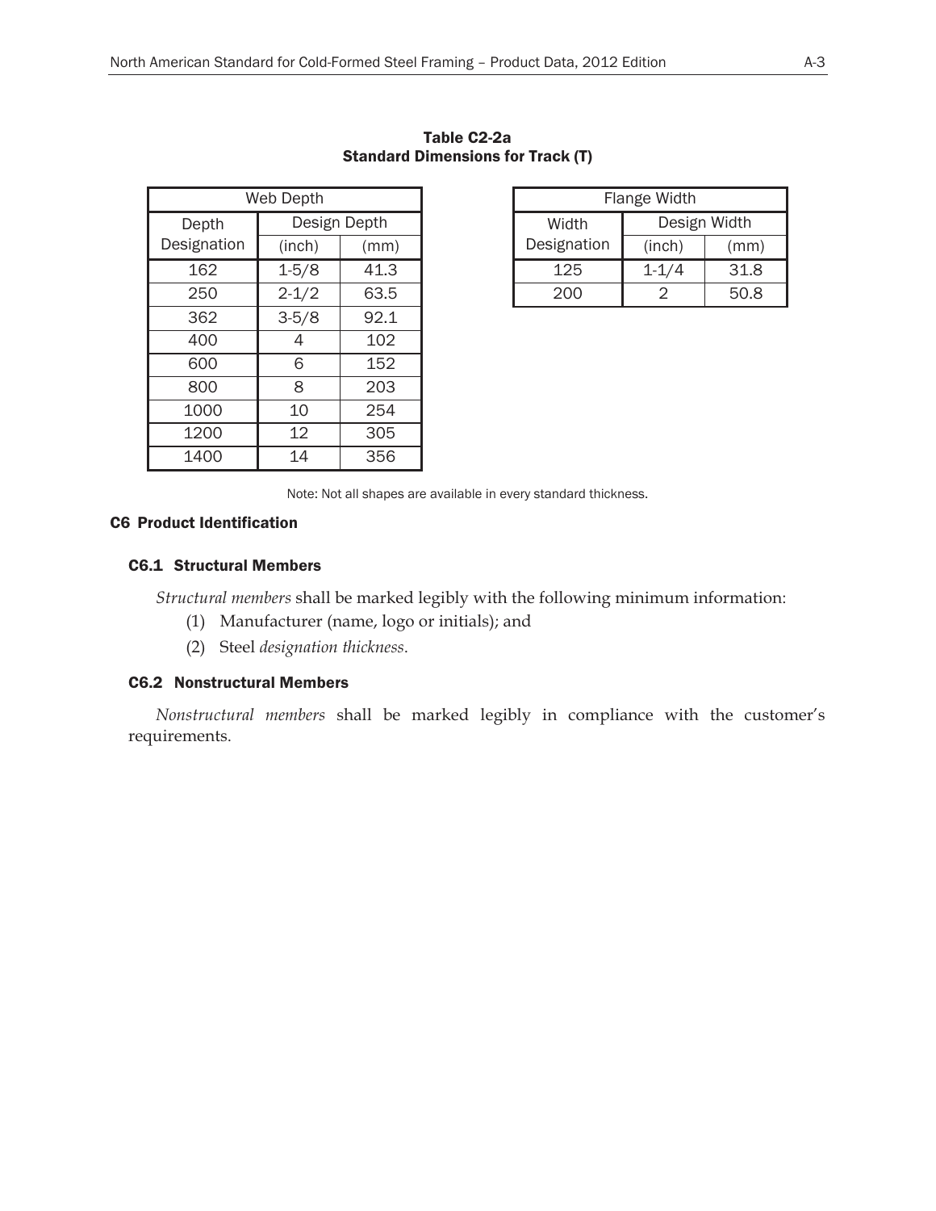**Table C2-2a**
**Standard Dimensions for Track (T)**

| Web Depth | | |
|---|---|---|
| Depth Designation | Design Depth | |
| | (inch) | (mm) |
| 162 | 1-5/8 | 41.3 |
| 250 | 2-1/2 | 63.5 |
| 362 | 3-5/8 | 92.1 |
| 400 | 4 | 102 |
| 600 | 6 | 152 |
| 800 | 8 | 203 |
| 1000 | 10 | 254 |
| 1200 | 12 | 305 |
| 1400 | 14 | 356 |

| Flange Width | | |
|---|---|---|
| Width Designation | Design Width | |
| | (inch) | (mm) |
| 125 | 1-1/4 | 31.8 |
| 200 | 2 | 50.8 |

Note: Not all shapes are available in every standard thickness.

## C6 Product Identification

### C6.1 Structural Members

*Structural members* shall be marked legibly with the following minimum information:

(1) Manufacturer (name, logo or initials); and

(2) Steel *designation thickness*.

### C6.2 Nonstructural Members

*Nonstructural members* shall be marked legibly in compliance with the customer's requirements.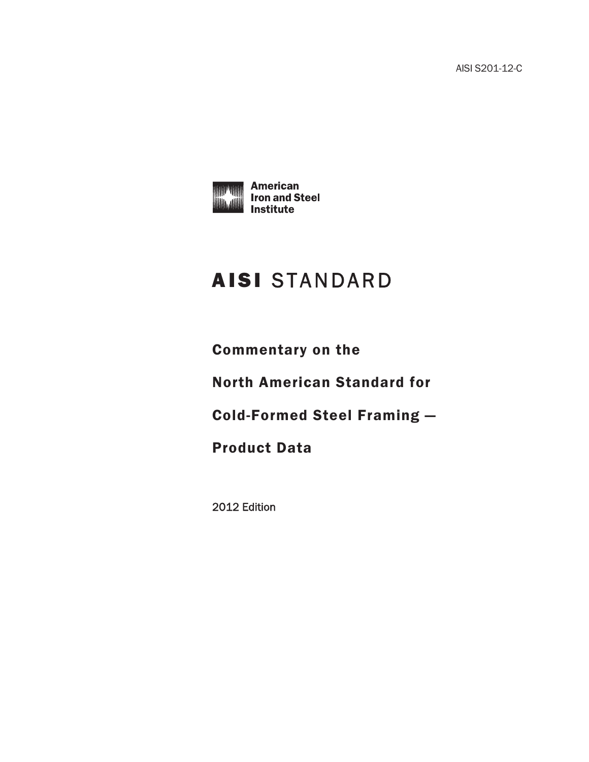AISI S201-12-C

American Iron and Steel Institute

# AISI STANDARD

## Commentary on the North American Standard for Cold-Formed Steel Framing — Product Data

2012 Edition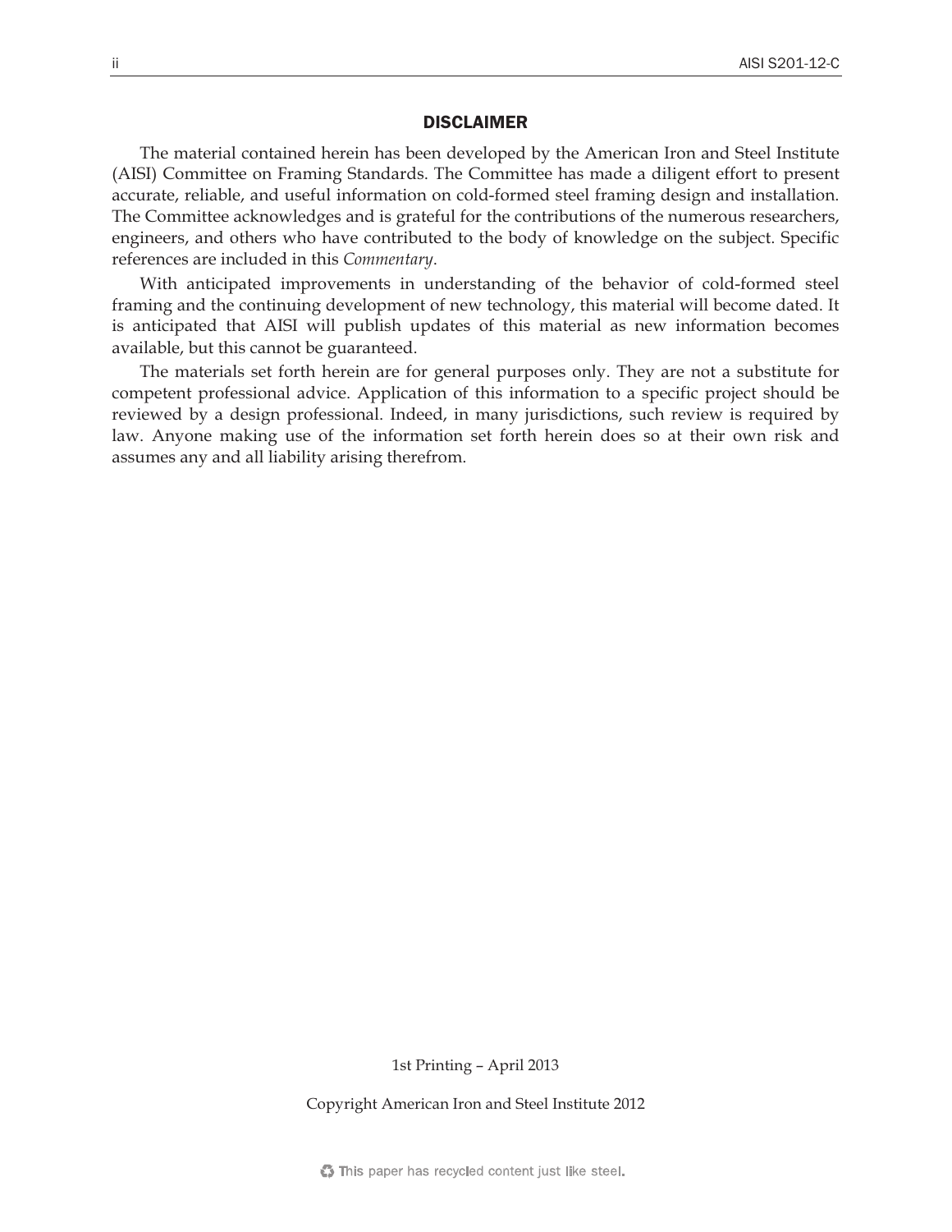## DISCLAIMER

The material contained herein has been developed by the American Iron and Steel Institute (AISI) Committee on Framing Standards. The Committee has made a diligent effort to present accurate, reliable, and useful information on cold-formed steel framing design and installation. The Committee acknowledges and is grateful for the contributions of the numerous researchers, engineers, and others who have contributed to the body of knowledge on the subject. Specific references are included in this *Commentary*.

With anticipated improvements in understanding of the behavior of cold-formed steel framing and the continuing development of new technology, this material will become dated. It is anticipated that AISI will publish updates of this material as new information becomes available, but this cannot be guaranteed.

The materials set forth herein are for general purposes only. They are not a substitute for competent professional advice. Application of this information to a specific project should be reviewed by a design professional. Indeed, in many jurisdictions, such review is required by law. Anyone making use of the information set forth herein does so at their own risk and assumes any and all liability arising therefrom.

1st Printing – April 2013

Copyright American Iron and Steel Institute 2012

This paper has recycled content just like steel.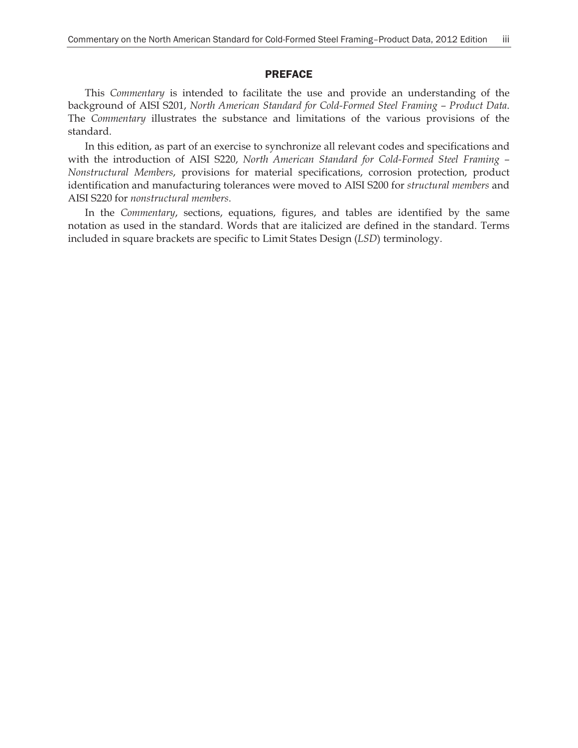# PREFACE

This *Commentary* is intended to facilitate the use and provide an understanding of the background of AISI S201, *North American Standard for Cold-Formed Steel Framing – Product Data.* The *Commentary* illustrates the substance and limitations of the various provisions of the standard.

In this edition, as part of an exercise to synchronize all relevant codes and specifications and with the introduction of AISI S220, *North American Standard for Cold-Formed Steel Framing – Nonstructural Members*, provisions for material specifications, corrosion protection, product identification and manufacturing tolerances were moved to AISI S200 for *structural members* and AISI S220 for *nonstructural members*.

In the *Commentary*, sections, equations, figures, and tables are identified by the same notation as used in the standard. Words that are italicized are defined in the standard. Terms included in square brackets are specific to Limit States Design (*LSD*) terminology.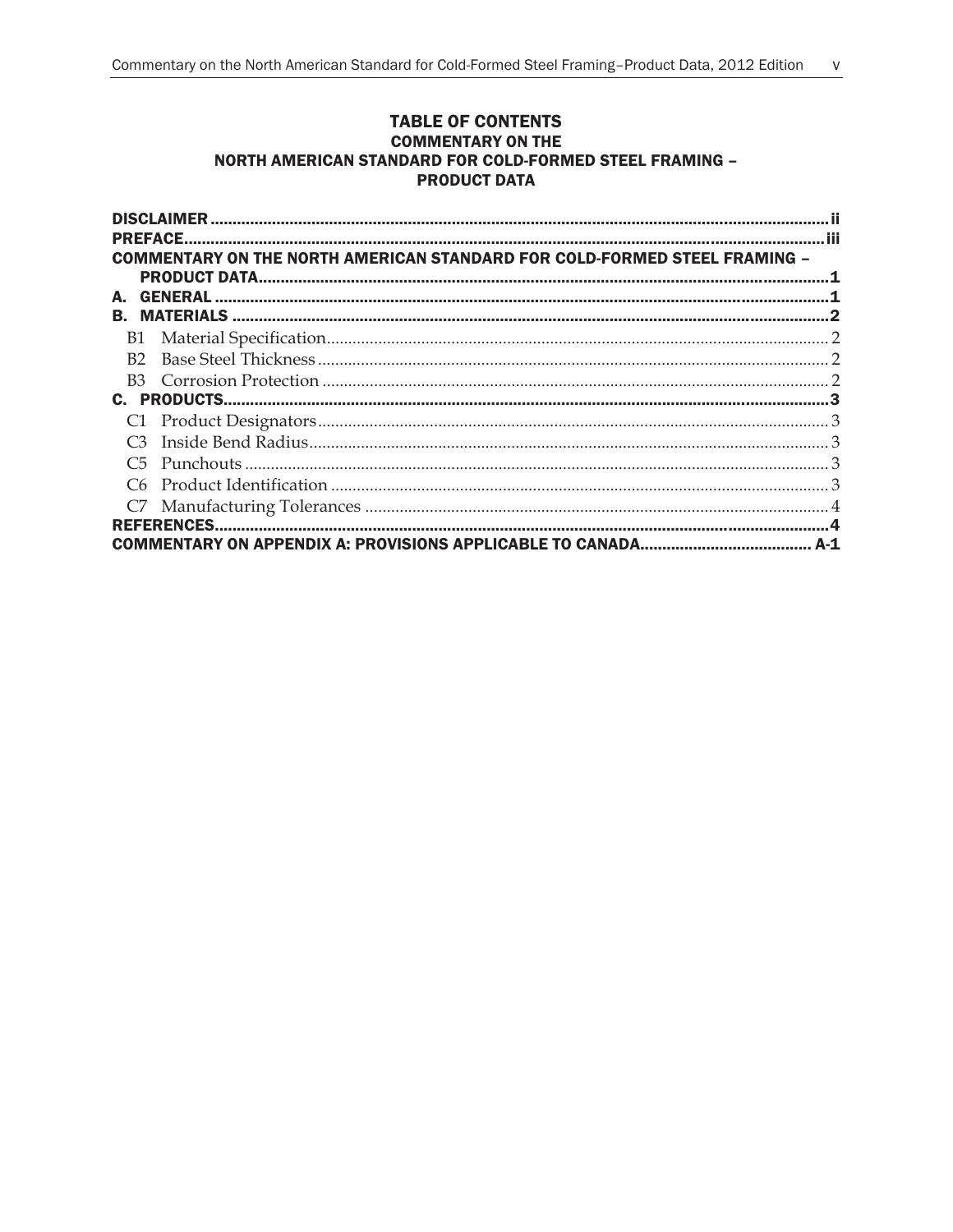# TABLE OF CONTENTS
## COMMENTARY ON THE NORTH AMERICAN STANDARD FOR COLD-FORMED STEEL FRAMING – PRODUCT DATA

**DISCLAIMER** .......... ii
**PREFACE** .......... iii
**COMMENTARY ON THE NORTH AMERICAN STANDARD FOR COLD-FORMED STEEL FRAMING – PRODUCT DATA** .......... 1
**A. GENERAL** .......... 1
**B. MATERIALS** .......... 2
- B1 Material Specification .......... 2
- B2 Base Steel Thickness .......... 2
- B3 Corrosion Protection .......... 2

**C. PRODUCTS** .......... 3
- C1 Product Designators .......... 3
- C3 Inside Bend Radius .......... 3
- C5 Punchouts .......... 3
- C6 Product Identification .......... 3
- C7 Manufacturing Tolerances .......... 4

**REFERENCES** .......... 4
**COMMENTARY ON APPENDIX A: PROVISIONS APPLICABLE TO CANADA** .......... A-1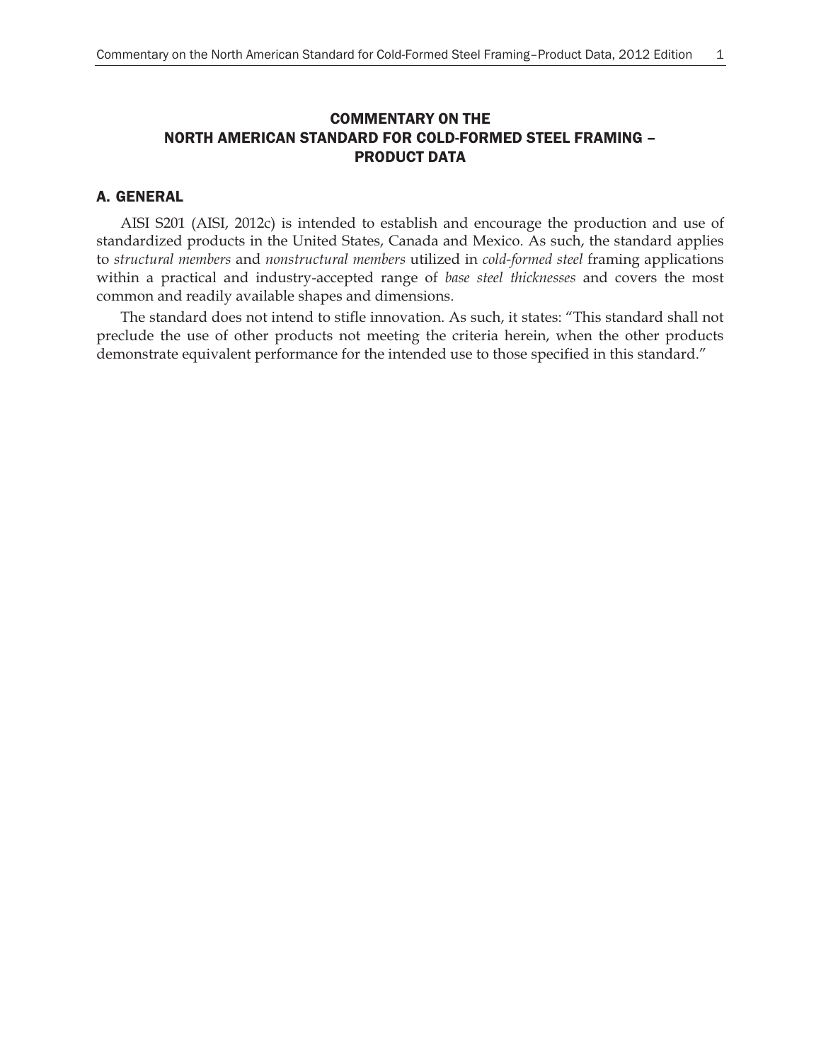# COMMENTARY ON THE NORTH AMERICAN STANDARD FOR COLD-FORMED STEEL FRAMING – PRODUCT DATA

## A. GENERAL

AISI S201 (AISI, 2012c) is intended to establish and encourage the production and use of standardized products in the United States, Canada and Mexico. As such, the standard applies to *structural members* and *nonstructural members* utilized in *cold-formed steel* framing applications within a practical and industry-accepted range of *base steel thicknesses* and covers the most common and readily available shapes and dimensions.

The standard does not intend to stifle innovation. As such, it states: "This standard shall not preclude the use of other products not meeting the criteria herein, when the other products demonstrate equivalent performance for the intended use to those specified in this standard."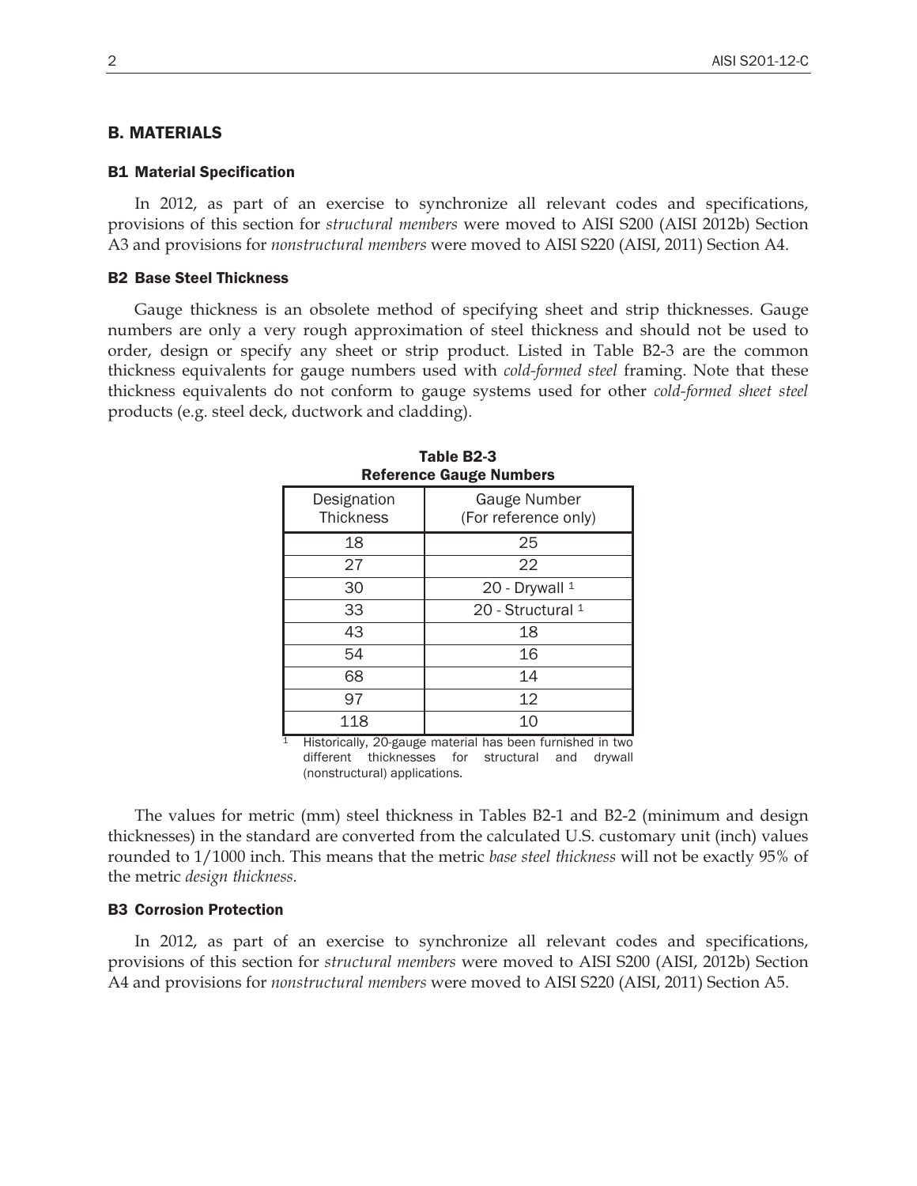## B. MATERIALS

### B1 Material Specification

In 2012, as part of an exercise to synchronize all relevant codes and specifications, provisions of this section for *structural members* were moved to AISI S200 (AISI 2012b) Section A3 and provisions for *nonstructural members* were moved to AISI S220 (AISI, 2011) Section A4.

### B2 Base Steel Thickness

Gauge thickness is an obsolete method of specifying sheet and strip thicknesses. Gauge numbers are only a very rough approximation of steel thickness and should not be used to order, design or specify any sheet or strip product. Listed in Table B2-3 are the common thickness equivalents for gauge numbers used with *cold-formed steel* framing. Note that these thickness equivalents do not conform to gauge systems used for other *cold-formed sheet steel* products (e.g. steel deck, ductwork and cladding).

**Table B2-3**
**Reference Gauge Numbers**

| Designation Thickness | Gauge Number (For reference only) |
|---|---|
| 18 | 25 |
| 27 | 22 |
| 30 | 20 - Drywall [1] |
| 33 | 20 - Structural [1] |
| 43 | 18 |
| 54 | 16 |
| 68 | 14 |
| 97 | 12 |
| 118 | 10 |

[1] Historically, 20-gauge material has been furnished in two different thicknesses for structural and drywall (nonstructural) applications.

The values for metric (mm) steel thickness in Tables B2-1 and B2-2 (minimum and design thicknesses) in the standard are converted from the calculated U.S. customary unit (inch) values rounded to 1/1000 inch. This means that the metric *base steel thickness* will not be exactly 95% of the metric *design thickness*.

### B3 Corrosion Protection

In 2012, as part of an exercise to synchronize all relevant codes and specifications, provisions of this section for *structural members* were moved to AISI S200 (AISI, 2012b) Section A4 and provisions for *nonstructural members* were moved to AISI S220 (AISI, 2011) Section A5.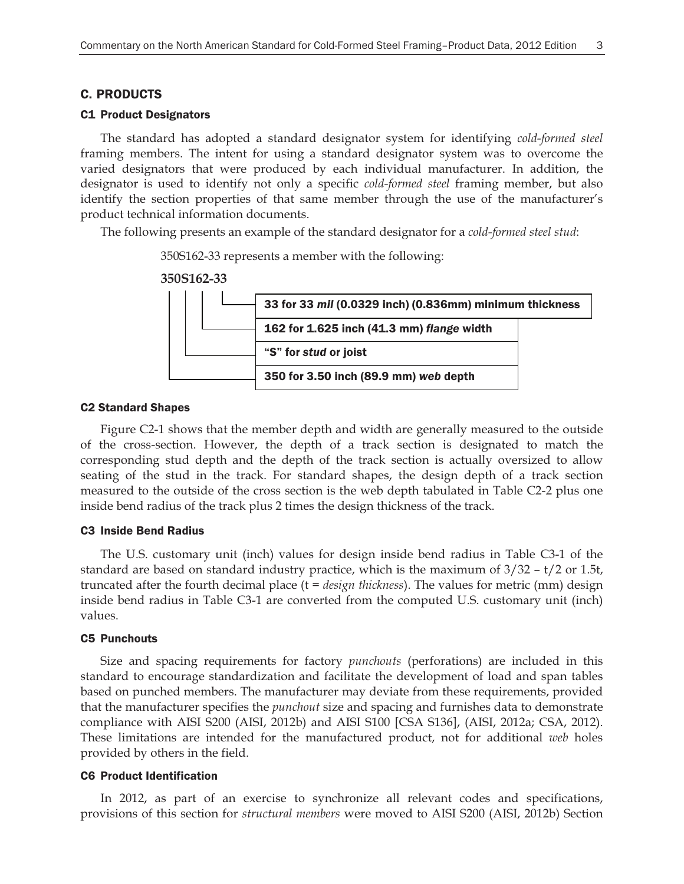## C. PRODUCTS

### C1 Product Designators

The standard has adopted a standard designator system for identifying *cold-formed steel* framing members. The intent for using a standard designator system was to overcome the varied designators that were produced by each individual manufacturer. In addition, the designator is used to identify not only a specific *cold-formed steel* framing member, but also identify the section properties of that same member through the use of the manufacturer's product technical information documents.

The following presents an example of the standard designator for a *cold-formed steel stud*:

350S162-33 represents a member with the following:

**350S162-33**

| Designator part | Meaning |
| --- | --- |
| 33 | **33 for 33 *mil* (0.0329 inch) (0.836mm) minimum thickness** |
| 162 | **162 for 1.625 inch (41.3 mm) *flange* width** |
| S | **"S" for *stud* or joist** |
| 350 | **350 for 3.50 inch (89.9 mm) *web* depth** |

### C2 Standard Shapes

Figure C2-1 shows that the member depth and width are generally measured to the outside of the cross-section. However, the depth of a track section is designated to match the corresponding stud depth and the depth of the track section is actually oversized to allow seating of the stud in the track. For standard shapes, the design depth of a track section measured to the outside of the cross section is the web depth tabulated in Table C2-2 plus one inside bend radius of the track plus 2 times the design thickness of the track.

### C3 Inside Bend Radius

The U.S. customary unit (inch) values for design inside bend radius in Table C3-1 of the standard are based on standard industry practice, which is the maximum of $3/32 - t/2$ or $1.5t$, truncated after the fourth decimal place ($t$ = *design thickness*). The values for metric (mm) design inside bend radius in Table C3-1 are converted from the computed U.S. customary unit (inch) values.

### C5 Punchouts

Size and spacing requirements for factory *punchouts* (perforations) are included in this standard to encourage standardization and facilitate the development of load and span tables based on punched members. The manufacturer may deviate from these requirements, provided that the manufacturer specifies the *punchout* size and spacing and furnishes data to demonstrate compliance with AISI S200 (AISI, 2012b) and AISI S100 [CSA S136], (AISI, 2012a; CSA, 2012). These limitations are intended for the manufactured product, not for additional *web* holes provided by others in the field.

### C6 Product Identification

In 2012, as part of an exercise to synchronize all relevant codes and specifications, provisions of this section for *structural members* were moved to AISI S200 (AISI, 2012b) Section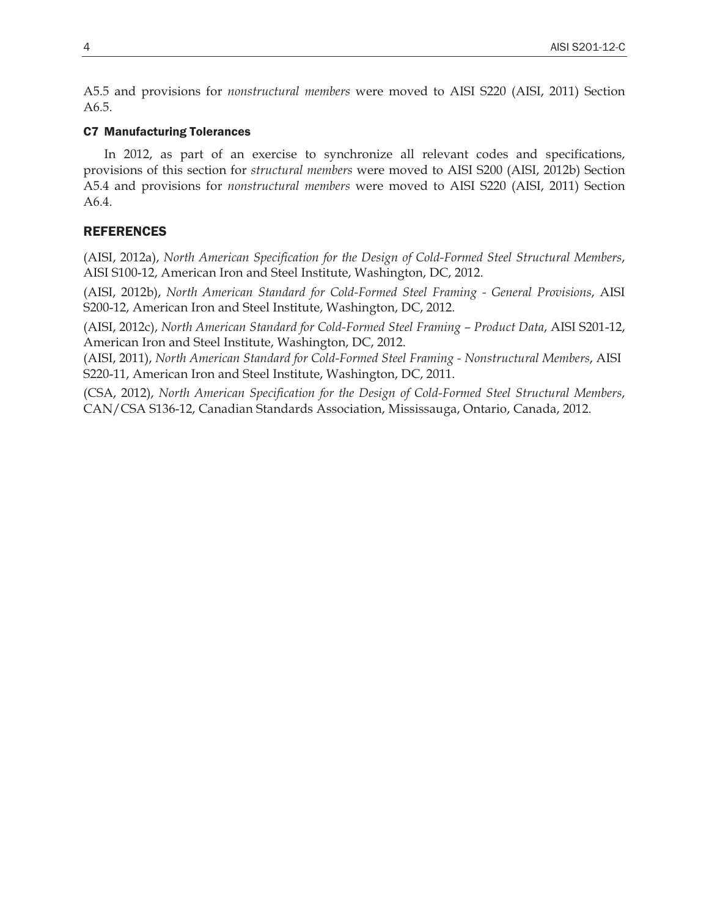A5.5 and provisions for *nonstructural members* were moved to AISI S220 (AISI, 2011) Section A6.5.

### C7 Manufacturing Tolerances

In 2012, as part of an exercise to synchronize all relevant codes and specifications, provisions of this section for *structural members* were moved to AISI S200 (AISI, 2012b) Section A5.4 and provisions for *nonstructural members* were moved to AISI S220 (AISI, 2011) Section A6.4.

## REFERENCES

(AISI, 2012a), *North American Specification for the Design of Cold-Formed Steel Structural Members*, AISI S100-12, American Iron and Steel Institute, Washington, DC, 2012.

(AISI, 2012b), *North American Standard for Cold-Formed Steel Framing - General Provisions*, AISI S200-12, American Iron and Steel Institute, Washington, DC, 2012.

(AISI, 2012c), *North American Standard for Cold-Formed Steel Framing – Product Data*, AISI S201-12, American Iron and Steel Institute, Washington, DC, 2012.

(AISI, 2011), *North American Standard for Cold-Formed Steel Framing - Nonstructural Members*, AISI S220-11, American Iron and Steel Institute, Washington, DC, 2011.

(CSA, 2012), *North American Specification for the Design of Cold-Formed Steel Structural Members*, CAN/CSA S136-12, Canadian Standards Association, Mississauga, Ontario, Canada, 2012.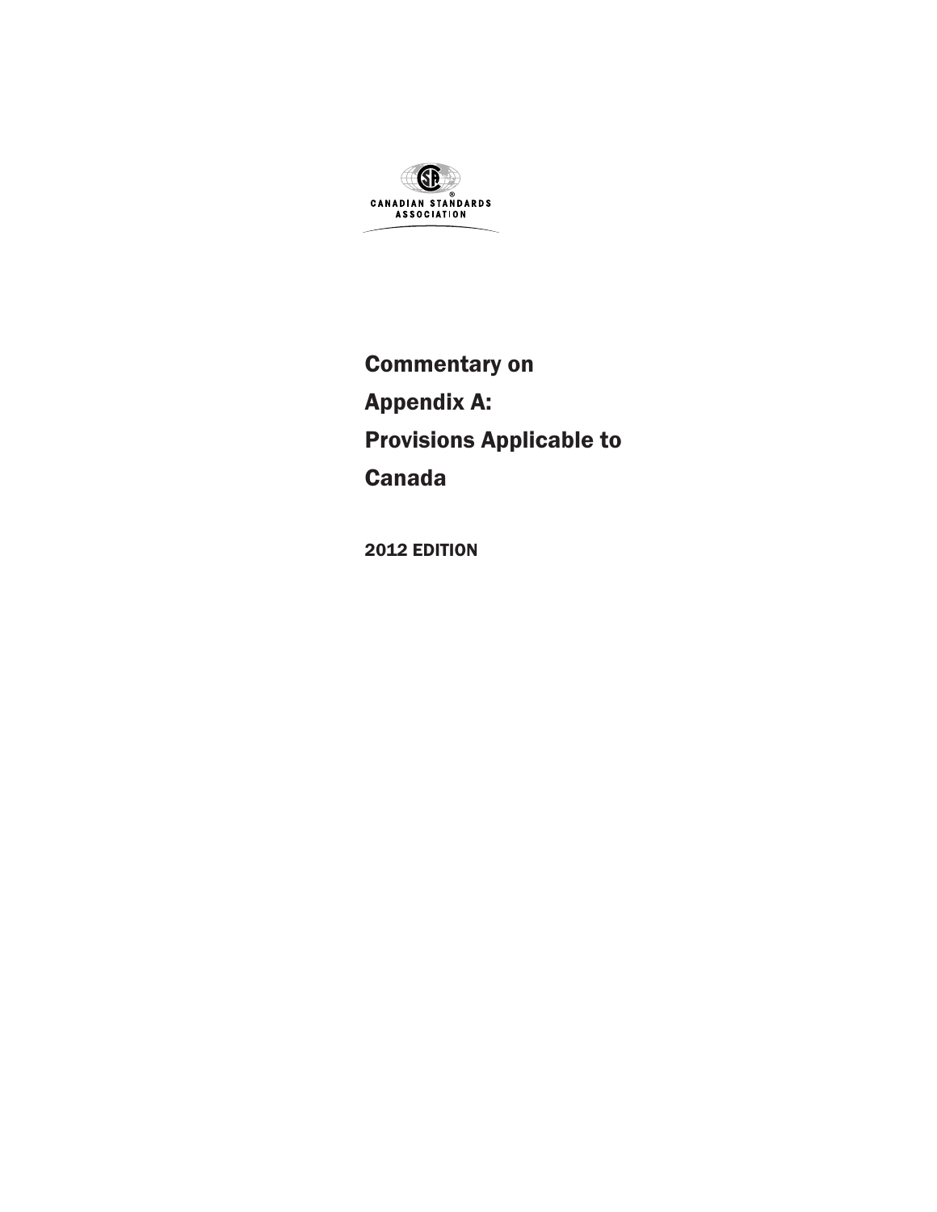CANADIAN STANDARDS ASSOCIATION

# Commentary on Appendix A: Provisions Applicable to Canada

2012 EDITION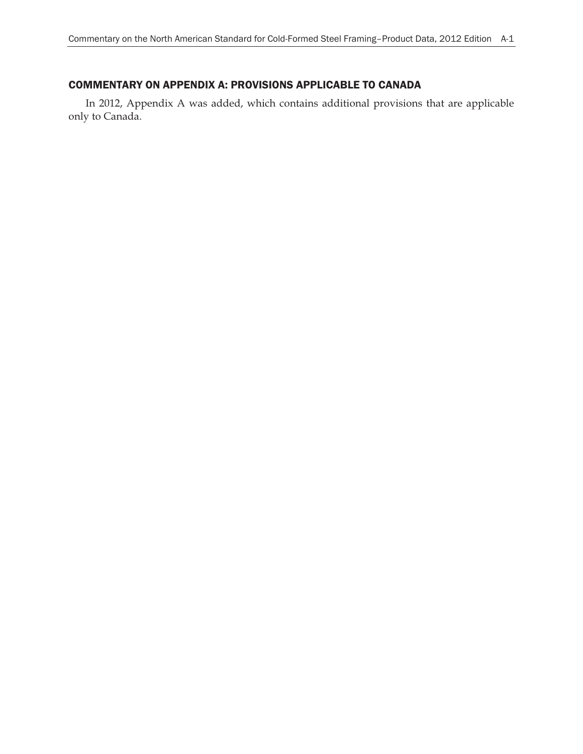## COMMENTARY ON APPENDIX A: PROVISIONS APPLICABLE TO CANADA

In 2012, Appendix A was added, which contains additional provisions that are applicable only to Canada.